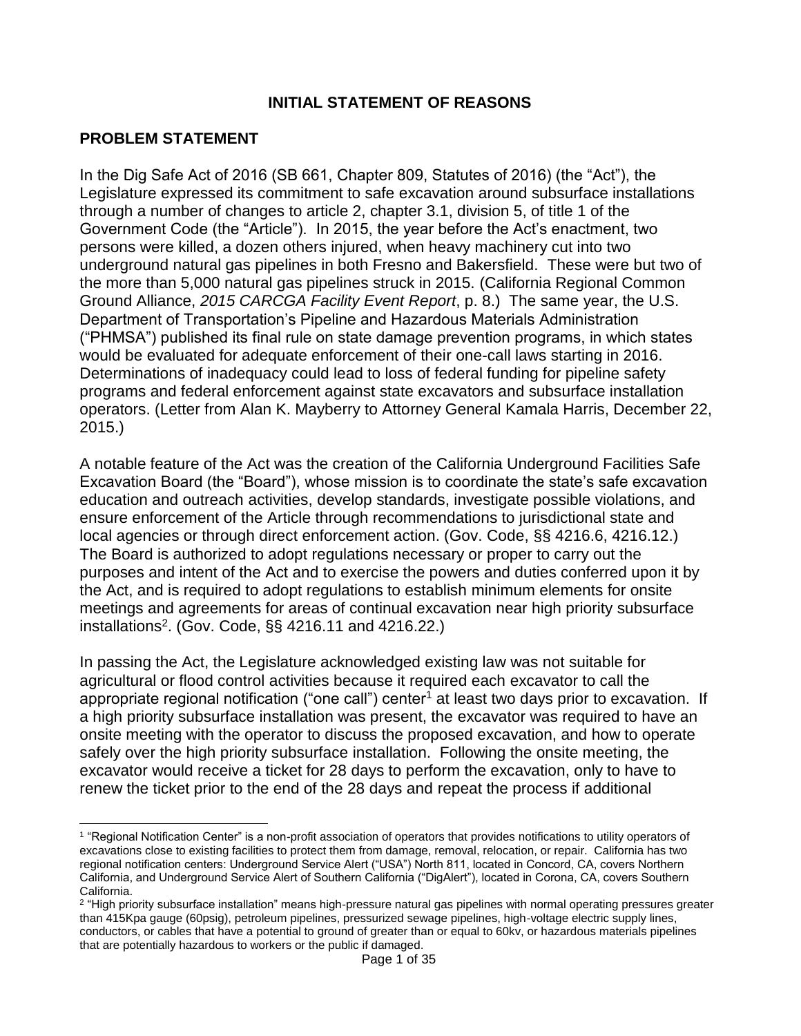# INITIAL STATEMENT OF REASONS

## PROBLEM STATEMENT

In the Dig Safe Act of 2016 (SB 661, Chapter 809, Statutes of 2016) (the "Act"), the Legislature expressed its commitment to safe excavation around subsurface installations through a number of changes to article 2, chapter 3.1, division 5, of title 1 of the Government Code (the "Article"). In 2015, the year before the Act's enactment, two persons were killed, a dozen others injured, when heavy machinery cut into two underground natural gas pipelines in both Fresno and Bakersfield. These were but two of the more than 5,000 natural gas pipelines struck in 2015. (California Regional Common Ground Alliance, *2015 CARCGA Facility Event Report*, p. 8.) The same year, the U.S. Department of Transportation's Pipeline and Hazardous Materials Administration ("PHMSA") published its final rule on state damage prevention programs, in which states would be evaluated for adequate enforcement of their one-call laws starting in 2016. Determinations of inadequacy could lead to loss of federal funding for pipeline safety programs and federal enforcement against state excavators and subsurface installation operators. (Letter from Alan K. Mayberry to Attorney General Kamala Harris, December 22, 2015.)

A notable feature of the Act was the creation of the California Underground Facilities Safe Excavation Board (the "Board"), whose mission is to coordinate the state's safe excavation education and outreach activities, develop standards, investigate possible violations, and ensure enforcement of the Article through recommendations to jurisdictional state and local agencies or through direct enforcement action. (Gov. Code, §§ 4216.6, 4216.12.) The Board is authorized to adopt regulations necessary or proper to carry out the purposes and intent of the Act and to exercise the powers and duties conferred upon it by the Act, and is required to adopt regulations to establish minimum elements for onsite meetings and agreements for areas of continual excavation near high priority subsurface installations[2]. (Gov. Code, §§ 4216.11 and 4216.22.)

In passing the Act, the Legislature acknowledged existing law was not suitable for agricultural or flood control activities because it required each excavator to call the appropriate regional notification ("one call") center[1] at least two days prior to excavation. If a high priority subsurface installation was present, the excavator was required to have an onsite meeting with the operator to discuss the proposed excavation, and how to operate safely over the high priority subsurface installation. Following the onsite meeting, the excavator would receive a ticket for 28 days to perform the excavation, only to have to renew the ticket prior to the end of the 28 days and repeat the process if additional

---

[1] "Regional Notification Center" is a non-profit association of operators that provides notifications to utility operators of excavations close to existing facilities to protect them from damage, removal, relocation, or repair. California has two regional notification centers: Underground Service Alert ("USA") North 811, located in Concord, CA, covers Northern California, and Underground Service Alert of Southern California ("DigAlert"), located in Corona, CA, covers Southern California.

[2] "High priority subsurface installation" means high-pressure natural gas pipelines with normal operating pressures greater than 415Kpa gauge (60psig), petroleum pipelines, pressurized sewage pipelines, high-voltage electric supply lines, conductors, or cables that have a potential to ground of greater than or equal to 60kv, or hazardous materials pipelines that are potentially hazardous to workers or the public if damaged.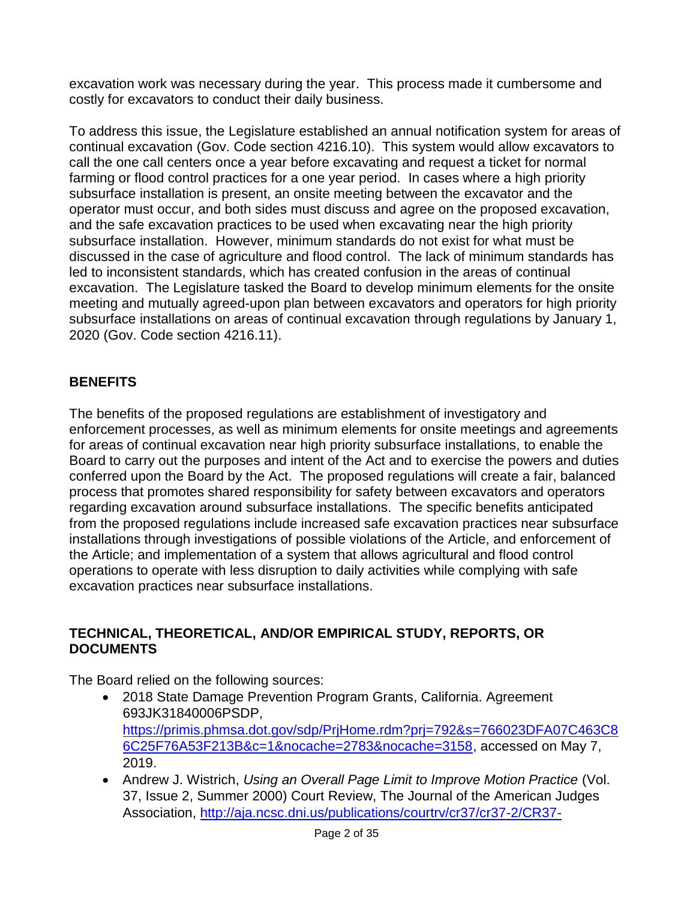excavation work was necessary during the year. This process made it cumbersome and costly for excavators to conduct their daily business.

To address this issue, the Legislature established an annual notification system for areas of continual excavation (Gov. Code section 4216.10). This system would allow excavators to call the one call centers once a year before excavating and request a ticket for normal farming or flood control practices for a one year period. In cases where a high priority subsurface installation is present, an onsite meeting between the excavator and the operator must occur, and both sides must discuss and agree on the proposed excavation, and the safe excavation practices to be used when excavating near the high priority subsurface installation. However, minimum standards do not exist for what must be discussed in the case of agriculture and flood control. The lack of minimum standards has led to inconsistent standards, which has created confusion in the areas of continual excavation. The Legislature tasked the Board to develop minimum elements for the onsite meeting and mutually agreed-upon plan between excavators and operators for high priority subsurface installations on areas of continual excavation through regulations by January 1, 2020 (Gov. Code section 4216.11).

## BENEFITS

The benefits of the proposed regulations are establishment of investigatory and enforcement processes, as well as minimum elements for onsite meetings and agreements for areas of continual excavation near high priority subsurface installations, to enable the Board to carry out the purposes and intent of the Act and to exercise the powers and duties conferred upon the Board by the Act. The proposed regulations will create a fair, balanced process that promotes shared responsibility for safety between excavators and operators regarding excavation around subsurface installations. The specific benefits anticipated from the proposed regulations include increased safe excavation practices near subsurface installations through investigations of possible violations of the Article, and enforcement of the Article; and implementation of a system that allows agricultural and flood control operations to operate with less disruption to daily activities while complying with safe excavation practices near subsurface installations.

## TECHNICAL, THEORETICAL, AND/OR EMPIRICAL STUDY, REPORTS, OR DOCUMENTS

The Board relied on the following sources:

- 2018 State Damage Prevention Program Grants, California. Agreement 693JK31840006PSDP, https://primis.phmsa.dot.gov/sdp/PrjHome.rdm?prj=792&s=766023DFA07C463C86C25F76A53F213B&c=1&nocache=2783&nocache=3158, accessed on May 7, 2019.
- Andrew J. Wistrich, *Using an Overall Page Limit to Improve Motion Practice* (Vol. 37, Issue 2, Summer 2000) Court Review, The Journal of the American Judges Association, http://aja.ncsc.dni.us/publications/courtrv/cr37/cr37-2/CR37-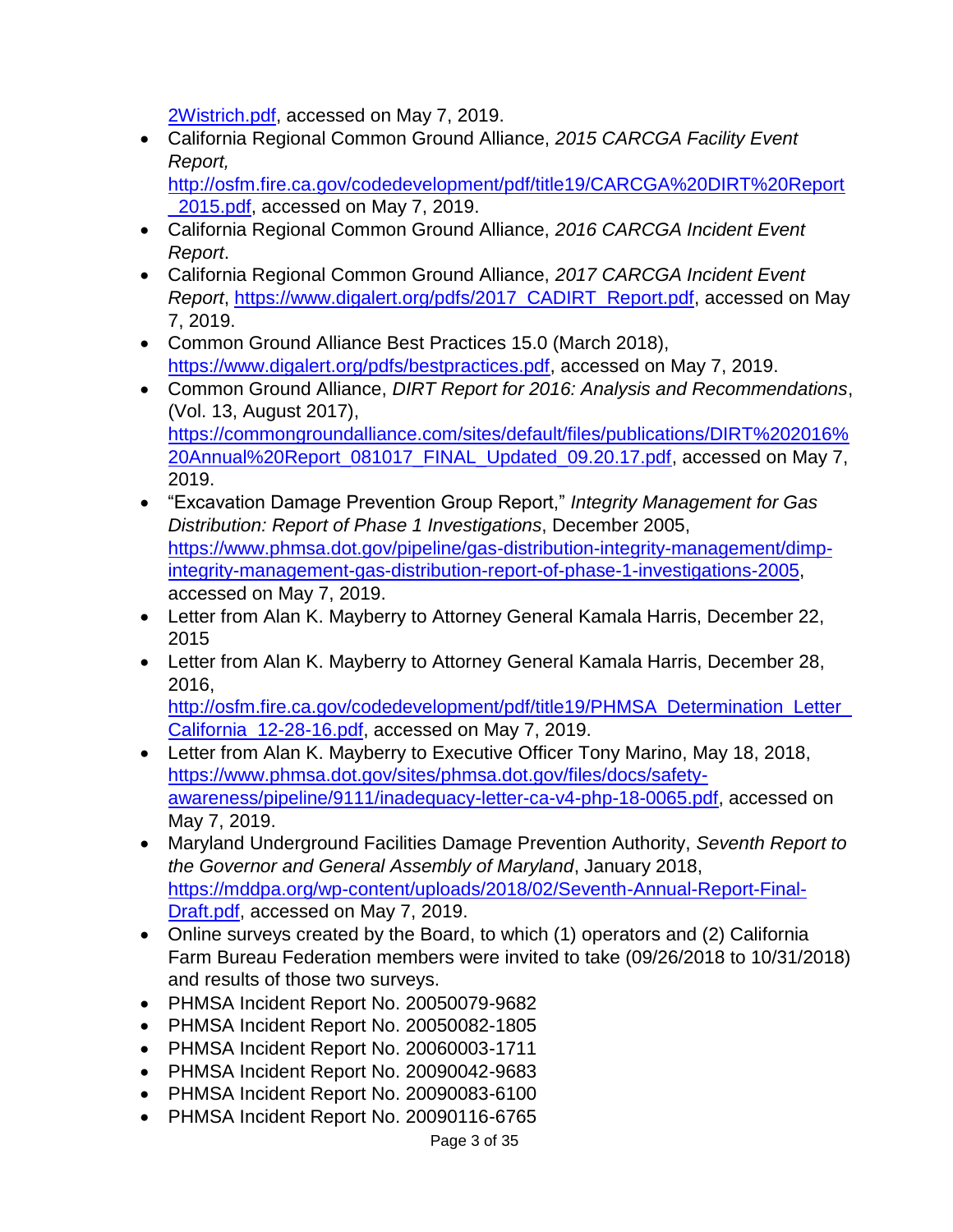2Wistrich.pdf, accessed on May 7, 2019.

- California Regional Common Ground Alliance, *2015 CARCGA Facility Event Report,* http://osfm.fire.ca.gov/codedevelopment/pdf/title19/CARCGA%20DIRT%20Report_2015.pdf, accessed on May 7, 2019.
- California Regional Common Ground Alliance, *2016 CARCGA Incident Event Report*.
- California Regional Common Ground Alliance, *2017 CARCGA Incident Event Report*, https://www.digalert.org/pdfs/2017_CADIRT_Report.pdf, accessed on May 7, 2019.
- Common Ground Alliance Best Practices 15.0 (March 2018), https://www.digalert.org/pdfs/bestpractices.pdf, accessed on May 7, 2019.
- Common Ground Alliance, *DIRT Report for 2016: Analysis and Recommendations*, (Vol. 13, August 2017), https://commongroundalliance.com/sites/default/files/publications/DIRT%202016%20Annual%20Report_081017_FINAL_Updated_09.20.17.pdf, accessed on May 7, 2019.
- "Excavation Damage Prevention Group Report," *Integrity Management for Gas Distribution: Report of Phase 1 Investigations*, December 2005, https://www.phmsa.dot.gov/pipeline/gas-distribution-integrity-management/dimp-integrity-management-gas-distribution-report-of-phase-1-investigations-2005, accessed on May 7, 2019.
- Letter from Alan K. Mayberry to Attorney General Kamala Harris, December 22, 2015
- Letter from Alan K. Mayberry to Attorney General Kamala Harris, December 28, 2016, http://osfm.fire.ca.gov/codedevelopment/pdf/title19/PHMSA_Determination_Letter_California_12-28-16.pdf, accessed on May 7, 2019.
- Letter from Alan K. Mayberry to Executive Officer Tony Marino, May 18, 2018, https://www.phmsa.dot.gov/sites/phmsa.dot.gov/files/docs/safety-awareness/pipeline/9111/inadequacy-letter-ca-v4-php-18-0065.pdf, accessed on May 7, 2019.
- Maryland Underground Facilities Damage Prevention Authority, *Seventh Report to the Governor and General Assembly of Maryland*, January 2018, https://mddpa.org/wp-content/uploads/2018/02/Seventh-Annual-Report-Final-Draft.pdf, accessed on May 7, 2019.
- Online surveys created by the Board, to which (1) operators and (2) California Farm Bureau Federation members were invited to take (09/26/2018 to 10/31/2018) and results of those two surveys.
- PHMSA Incident Report No. 20050079-9682
- PHMSA Incident Report No. 20050082-1805
- PHMSA Incident Report No. 20060003-1711
- PHMSA Incident Report No. 20090042-9683
- PHMSA Incident Report No. 20090083-6100
- PHMSA Incident Report No. 20090116-6765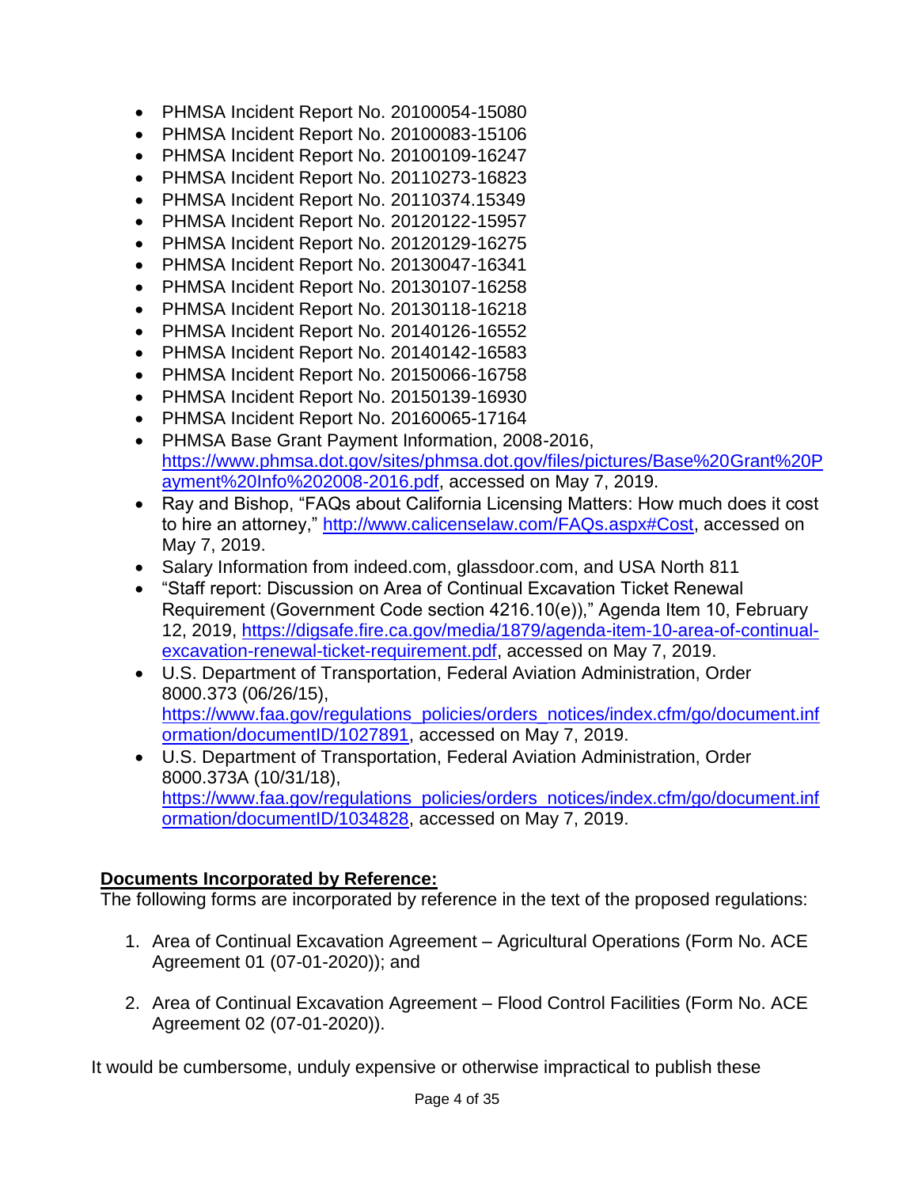- PHMSA Incident Report No. 20100054-15080
- PHMSA Incident Report No. 20100083-15106
- PHMSA Incident Report No. 20100109-16247
- PHMSA Incident Report No. 20110273-16823
- PHMSA Incident Report No. 20110374.15349
- PHMSA Incident Report No. 20120122-15957
- PHMSA Incident Report No. 20120129-16275
- PHMSA Incident Report No. 20130047-16341
- PHMSA Incident Report No. 20130107-16258
- PHMSA Incident Report No. 20130118-16218
- PHMSA Incident Report No. 20140126-16552
- PHMSA Incident Report No. 20140142-16583
- PHMSA Incident Report No. 20150066-16758
- PHMSA Incident Report No. 20150139-16930
- PHMSA Incident Report No. 20160065-17164
- PHMSA Base Grant Payment Information, 2008-2016, https://www.phmsa.dot.gov/sites/phmsa.dot.gov/files/pictures/Base%20Grant%20Payment%20Info%202008-2016.pdf, accessed on May 7, 2019.
- Ray and Bishop, "FAQs about California Licensing Matters: How much does it cost to hire an attorney," http://www.calicenselaw.com/FAQs.aspx#Cost, accessed on May 7, 2019.
- Salary Information from indeed.com, glassdoor.com, and USA North 811
- "Staff report: Discussion on Area of Continual Excavation Ticket Renewal Requirement (Government Code section 4216.10(e))," Agenda Item 10, February 12, 2019, https://digsafe.fire.ca.gov/media/1879/agenda-item-10-area-of-continual-excavation-renewal-ticket-requirement.pdf, accessed on May 7, 2019.
- U.S. Department of Transportation, Federal Aviation Administration, Order 8000.373 (06/26/15), https://www.faa.gov/regulations_policies/orders_notices/index.cfm/go/document.information/documentID/1027891, accessed on May 7, 2019.
- U.S. Department of Transportation, Federal Aviation Administration, Order 8000.373A (10/31/18), https://www.faa.gov/regulations_policies/orders_notices/index.cfm/go/document.information/documentID/1034828, accessed on May 7, 2019.

**Documents Incorporated by Reference:**

The following forms are incorporated by reference in the text of the proposed regulations:

1. Area of Continual Excavation Agreement – Agricultural Operations (Form No. ACE Agreement 01 (07-01-2020)); and

2. Area of Continual Excavation Agreement – Flood Control Facilities (Form No. ACE Agreement 02 (07-01-2020)).

It would be cumbersome, unduly expensive or otherwise impractical to publish these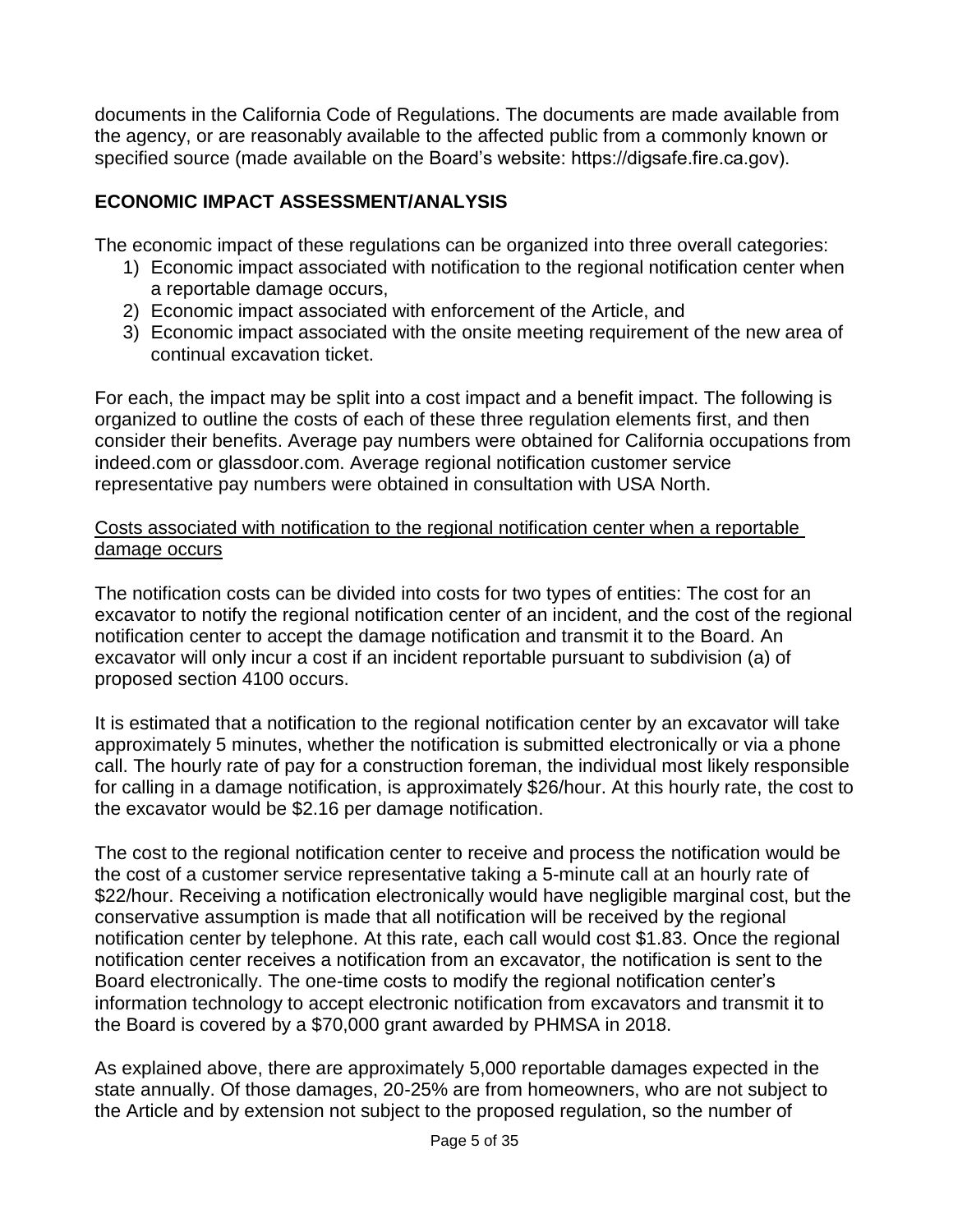documents in the California Code of Regulations. The documents are made available from the agency, or are reasonably available to the affected public from a commonly known or specified source (made available on the Board's website: https://digsafe.fire.ca.gov).

## ECONOMIC IMPACT ASSESSMENT/ANALYSIS

The economic impact of these regulations can be organized into three overall categories:

1) Economic impact associated with notification to the regional notification center when a reportable damage occurs,
2) Economic impact associated with enforcement of the Article, and
3) Economic impact associated with the onsite meeting requirement of the new area of continual excavation ticket.

For each, the impact may be split into a cost impact and a benefit impact. The following is organized to outline the costs of each of these three regulation elements first, and then consider their benefits. Average pay numbers were obtained for California occupations from indeed.com or glassdoor.com. Average regional notification customer service representative pay numbers were obtained in consultation with USA North.

Costs associated with notification to the regional notification center when a reportable damage occurs

The notification costs can be divided into costs for two types of entities: The cost for an excavator to notify the regional notification center of an incident, and the cost of the regional notification center to accept the damage notification and transmit it to the Board. An excavator will only incur a cost if an incident reportable pursuant to subdivision (a) of proposed section 4100 occurs.

It is estimated that a notification to the regional notification center by an excavator will take approximately 5 minutes, whether the notification is submitted electronically or via a phone call. The hourly rate of pay for a construction foreman, the individual most likely responsible for calling in a damage notification, is approximately $26/hour. At this hourly rate, the cost to the excavator would be $2.16 per damage notification.

The cost to the regional notification center to receive and process the notification would be the cost of a customer service representative taking a 5-minute call at an hourly rate of $22/hour. Receiving a notification electronically would have negligible marginal cost, but the conservative assumption is made that all notification will be received by the regional notification center by telephone. At this rate, each call would cost $1.83. Once the regional notification center receives a notification from an excavator, the notification is sent to the Board electronically. The one-time costs to modify the regional notification center's information technology to accept electronic notification from excavators and transmit it to the Board is covered by a $70,000 grant awarded by PHMSA in 2018.

As explained above, there are approximately 5,000 reportable damages expected in the state annually. Of those damages, 20-25% are from homeowners, who are not subject to the Article and by extension not subject to the proposed regulation, so the number of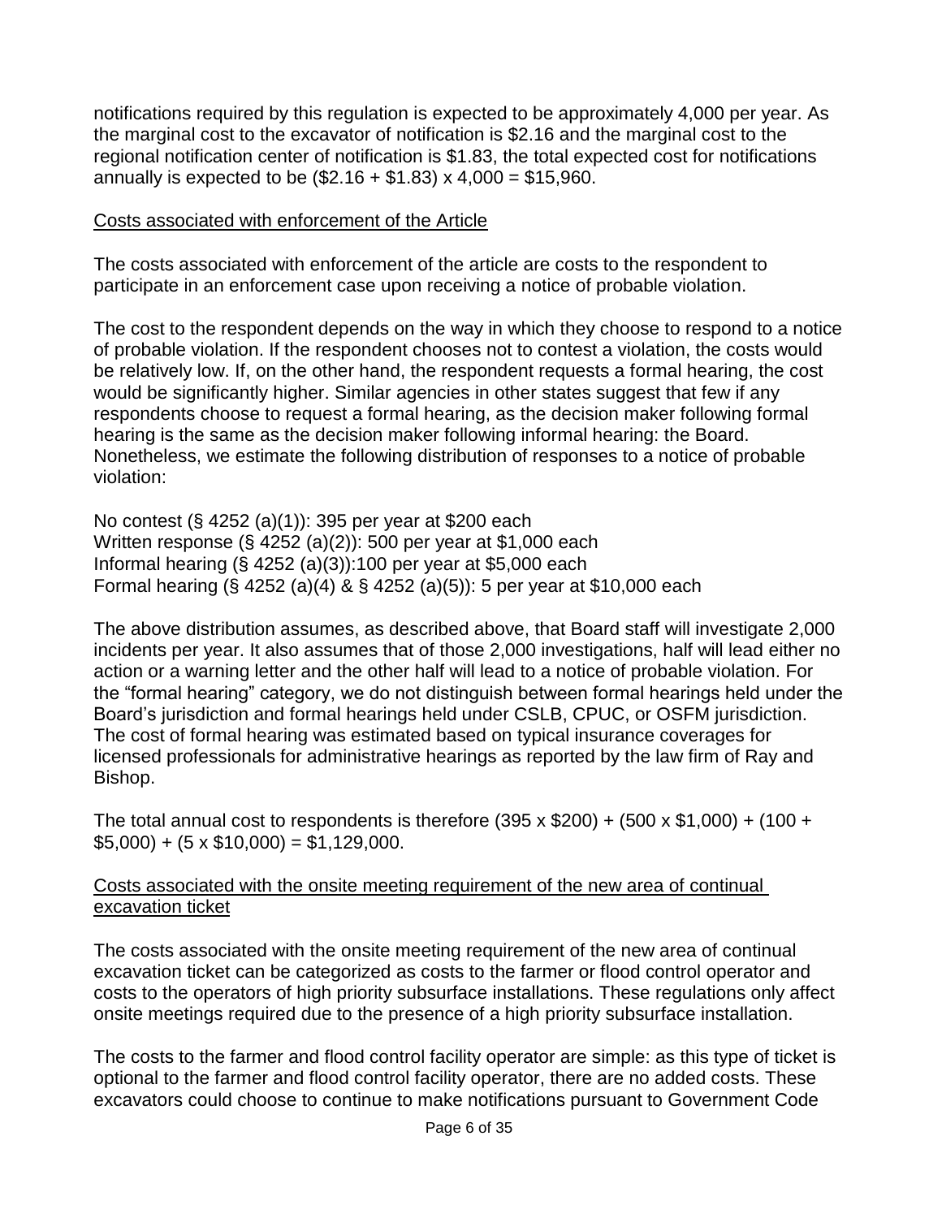notifications required by this regulation is expected to be approximately 4,000 per year. As the marginal cost to the excavator of notification is $2.16 and the marginal cost to the regional notification center of notification is $1.83, the total expected cost for notifications annually is expected to be ($2.16 + $1.83) x 4,000 = $15,960.

<u>Costs associated with enforcement of the Article</u>

The costs associated with enforcement of the article are costs to the respondent to participate in an enforcement case upon receiving a notice of probable violation.

The cost to the respondent depends on the way in which they choose to respond to a notice of probable violation. If the respondent chooses not to contest a violation, the costs would be relatively low. If, on the other hand, the respondent requests a formal hearing, the cost would be significantly higher. Similar agencies in other states suggest that few if any respondents choose to request a formal hearing, as the decision maker following formal hearing is the same as the decision maker following informal hearing: the Board. Nonetheless, we estimate the following distribution of responses to a notice of probable violation:

No contest (§ 4252 (a)(1)): 395 per year at $200 each
Written response (§ 4252 (a)(2)): 500 per year at $1,000 each
Informal hearing (§ 4252 (a)(3)):100 per year at $5,000 each
Formal hearing (§ 4252 (a)(4) & § 4252 (a)(5)): 5 per year at $10,000 each

The above distribution assumes, as described above, that Board staff will investigate 2,000 incidents per year. It also assumes that of those 2,000 investigations, half will lead either no action or a warning letter and the other half will lead to a notice of probable violation. For the "formal hearing" category, we do not distinguish between formal hearings held under the Board's jurisdiction and formal hearings held under CSLB, CPUC, or OSFM jurisdiction. The cost of formal hearing was estimated based on typical insurance coverages for licensed professionals for administrative hearings as reported by the law firm of Ray and Bishop.

The total annual cost to respondents is therefore (395 x $200) + (500 x $1,000) + (100 + $5,000) + (5 x $10,000) = $1,129,000.

<u>Costs associated with the onsite meeting requirement of the new area of continual excavation ticket</u>

The costs associated with the onsite meeting requirement of the new area of continual excavation ticket can be categorized as costs to the farmer or flood control operator and costs to the operators of high priority subsurface installations. These regulations only affect onsite meetings required due to the presence of a high priority subsurface installation.

The costs to the farmer and flood control facility operator are simple: as this type of ticket is optional to the farmer and flood control facility operator, there are no added costs. These excavators could choose to continue to make notifications pursuant to Government Code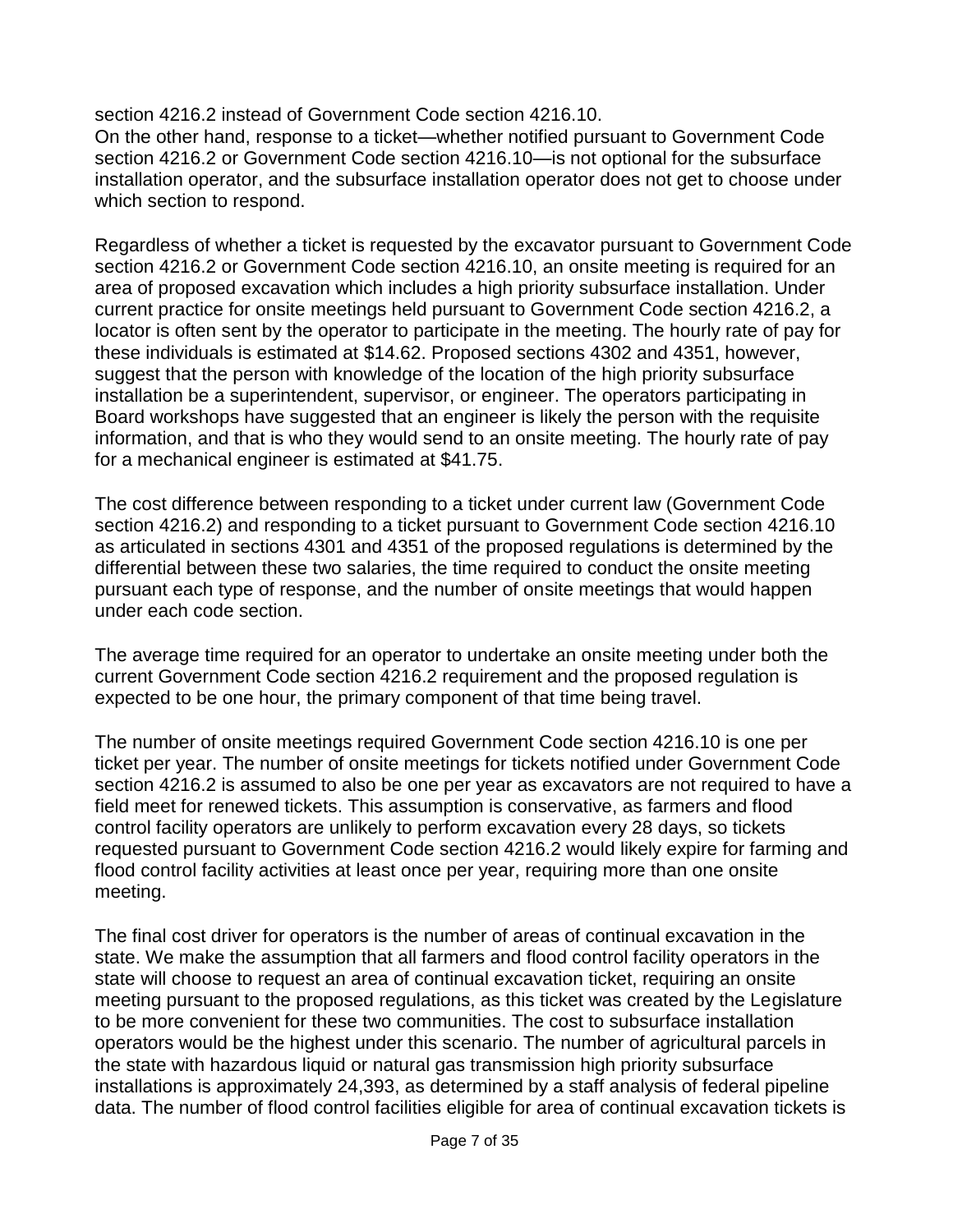section 4216.2 instead of Government Code section 4216.10.
On the other hand, response to a ticket—whether notified pursuant to Government Code section 4216.2 or Government Code section 4216.10—is not optional for the subsurface installation operator, and the subsurface installation operator does not get to choose under which section to respond.

Regardless of whether a ticket is requested by the excavator pursuant to Government Code section 4216.2 or Government Code section 4216.10, an onsite meeting is required for an area of proposed excavation which includes a high priority subsurface installation. Under current practice for onsite meetings held pursuant to Government Code section 4216.2, a locator is often sent by the operator to participate in the meeting. The hourly rate of pay for these individuals is estimated at $14.62. Proposed sections 4302 and 4351, however, suggest that the person with knowledge of the location of the high priority subsurface installation be a superintendent, supervisor, or engineer. The operators participating in Board workshops have suggested that an engineer is likely the person with the requisite information, and that is who they would send to an onsite meeting. The hourly rate of pay for a mechanical engineer is estimated at $41.75.

The cost difference between responding to a ticket under current law (Government Code section 4216.2) and responding to a ticket pursuant to Government Code section 4216.10 as articulated in sections 4301 and 4351 of the proposed regulations is determined by the differential between these two salaries, the time required to conduct the onsite meeting pursuant each type of response, and the number of onsite meetings that would happen under each code section.

The average time required for an operator to undertake an onsite meeting under both the current Government Code section 4216.2 requirement and the proposed regulation is expected to be one hour, the primary component of that time being travel.

The number of onsite meetings required Government Code section 4216.10 is one per ticket per year. The number of onsite meetings for tickets notified under Government Code section 4216.2 is assumed to also be one per year as excavators are not required to have a field meet for renewed tickets. This assumption is conservative, as farmers and flood control facility operators are unlikely to perform excavation every 28 days, so tickets requested pursuant to Government Code section 4216.2 would likely expire for farming and flood control facility activities at least once per year, requiring more than one onsite meeting.

The final cost driver for operators is the number of areas of continual excavation in the state. We make the assumption that all farmers and flood control facility operators in the state will choose to request an area of continual excavation ticket, requiring an onsite meeting pursuant to the proposed regulations, as this ticket was created by the Legislature to be more convenient for these two communities. The cost to subsurface installation operators would be the highest under this scenario. The number of agricultural parcels in the state with hazardous liquid or natural gas transmission high priority subsurface installations is approximately 24,393, as determined by a staff analysis of federal pipeline data. The number of flood control facilities eligible for area of continual excavation tickets is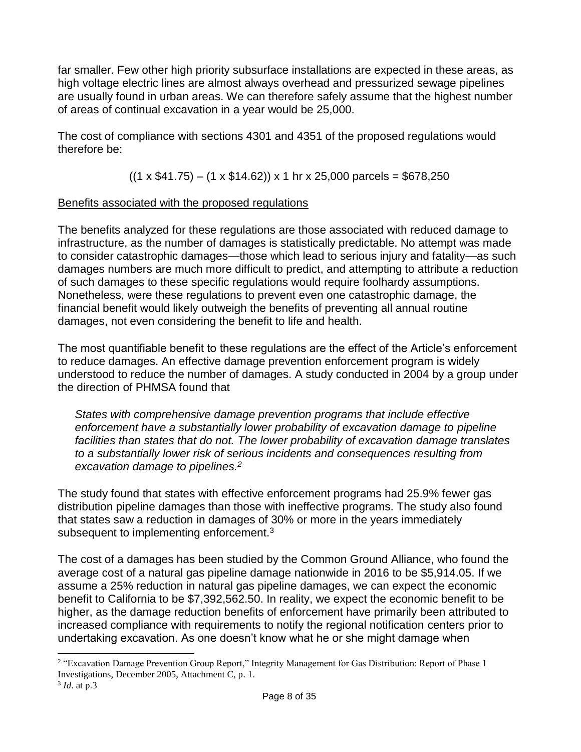far smaller. Few other high priority subsurface installations are expected in these areas, as high voltage electric lines are almost always overhead and pressurized sewage pipelines are usually found in urban areas. We can therefore safely assume that the highest number of areas of continual excavation in a year would be 25,000.

The cost of compliance with sections 4301 and 4351 of the proposed regulations would therefore be:

$$((1 \times \$41.75) - (1 \times \$14.62)) \times 1 \text{ hr} \times 25{,}000 \text{ parcels} = \$678{,}250$$

<u>Benefits associated with the proposed regulations</u>

The benefits analyzed for these regulations are those associated with reduced damage to infrastructure, as the number of damages is statistically predictable. No attempt was made to consider catastrophic damages—those which lead to serious injury and fatality—as such damages numbers are much more difficult to predict, and attempting to attribute a reduction of such damages to these specific regulations would require foolhardy assumptions. Nonetheless, were these regulations to prevent even one catastrophic damage, the financial benefit would likely outweigh the benefits of preventing all annual routine damages, not even considering the benefit to life and health.

The most quantifiable benefit to these regulations are the effect of the Article's enforcement to reduce damages. An effective damage prevention enforcement program is widely understood to reduce the number of damages. A study conducted in 2004 by a group under the direction of PHMSA found that

> *States with comprehensive damage prevention programs that include effective enforcement have a substantially lower probability of excavation damage to pipeline facilities than states that do not. The lower probability of excavation damage translates to a substantially lower risk of serious incidents and consequences resulting from excavation damage to pipelines.*[2]

The study found that states with effective enforcement programs had 25.9% fewer gas distribution pipeline damages than those with ineffective programs. The study also found that states saw a reduction in damages of 30% or more in the years immediately subsequent to implementing enforcement.[3]

The cost of a damages has been studied by the Common Ground Alliance, who found the average cost of a natural gas pipeline damage nationwide in 2016 to be $5,914.05. If we assume a 25% reduction in natural gas pipeline damages, we can expect the economic benefit to California to be $7,392,562.50. In reality, we expect the economic benefit to be higher, as the damage reduction benefits of enforcement have primarily been attributed to increased compliance with requirements to notify the regional notification centers prior to undertaking excavation. As one doesn't know what he or she might damage when

---

[2] "Excavation Damage Prevention Group Report," Integrity Management for Gas Distribution: Report of Phase 1 Investigations, December 2005, Attachment C, p. 1.

[3] *Id*. at p.3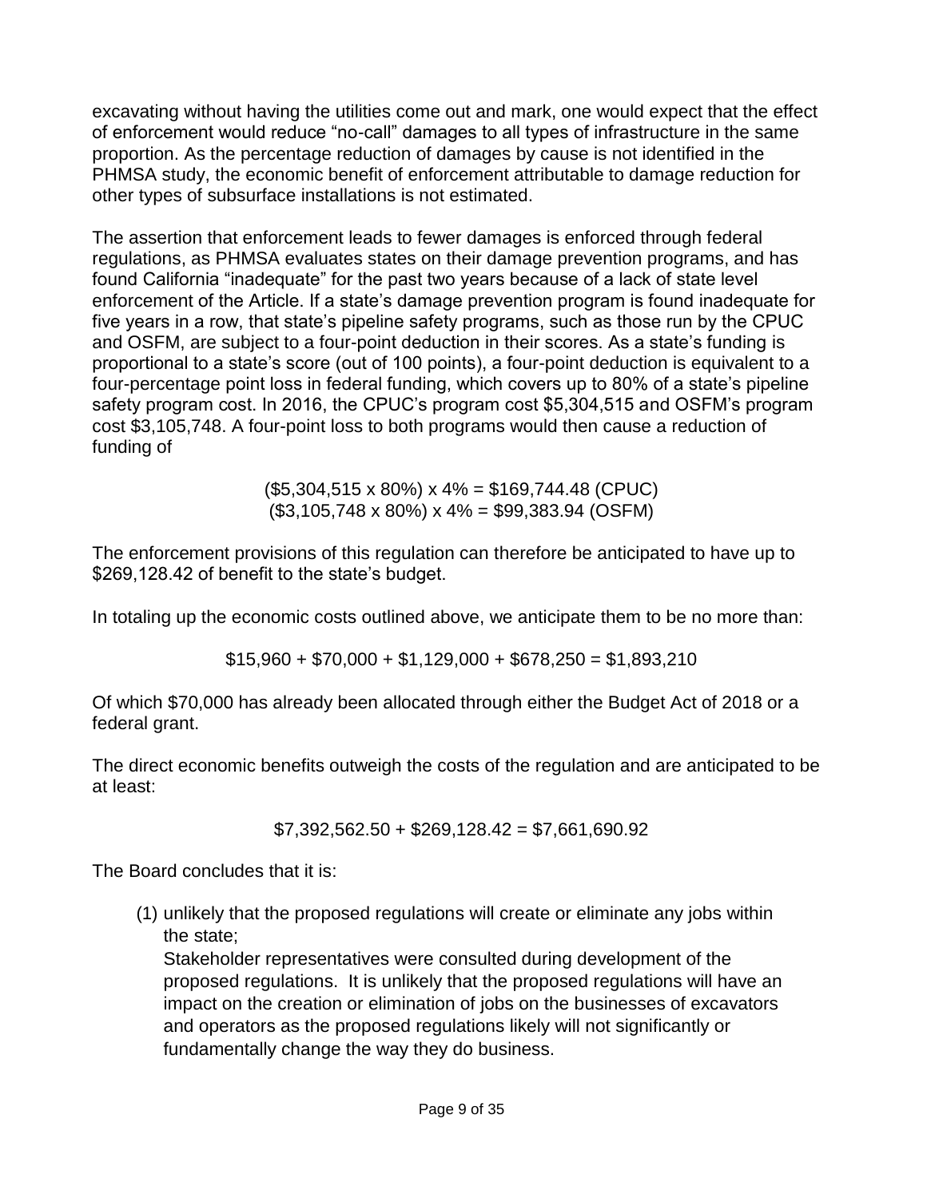excavating without having the utilities come out and mark, one would expect that the effect of enforcement would reduce "no-call" damages to all types of infrastructure in the same proportion. As the percentage reduction of damages by cause is not identified in the PHMSA study, the economic benefit of enforcement attributable to damage reduction for other types of subsurface installations is not estimated.

The assertion that enforcement leads to fewer damages is enforced through federal regulations, as PHMSA evaluates states on their damage prevention programs, and has found California "inadequate" for the past two years because of a lack of state level enforcement of the Article. If a state's damage prevention program is found inadequate for five years in a row, that state's pipeline safety programs, such as those run by the CPUC and OSFM, are subject to a four-point deduction in their scores. As a state's funding is proportional to a state's score (out of 100 points), a four-point deduction is equivalent to a four-percentage point loss in federal funding, which covers up to 80% of a state's pipeline safety program cost. In 2016, the CPUC's program cost $5,304,515 and OSFM's program cost $3,105,748. A four-point loss to both programs would then cause a reduction of funding of

($5,304,515 x 80%) x 4% = $169,744.48 (CPUC)
($3,105,748 x 80%) x 4% = $99,383.94 (OSFM)

The enforcement provisions of this regulation can therefore be anticipated to have up to $269,128.42 of benefit to the state's budget.

In totaling up the economic costs outlined above, we anticipate them to be no more than:

$15,960 + $70,000 + $1,129,000 + $678,250 = $1,893,210

Of which $70,000 has already been allocated through either the Budget Act of 2018 or a federal grant.

The direct economic benefits outweigh the costs of the regulation and are anticipated to be at least:

$7,392,562.50 + $269,128.42 = $7,661,690.92

The Board concludes that it is:

(1) unlikely that the proposed regulations will create or eliminate any jobs within the state;
    Stakeholder representatives were consulted during development of the proposed regulations. It is unlikely that the proposed regulations will have an impact on the creation or elimination of jobs on the businesses of excavators and operators as the proposed regulations likely will not significantly or fundamentally change the way they do business.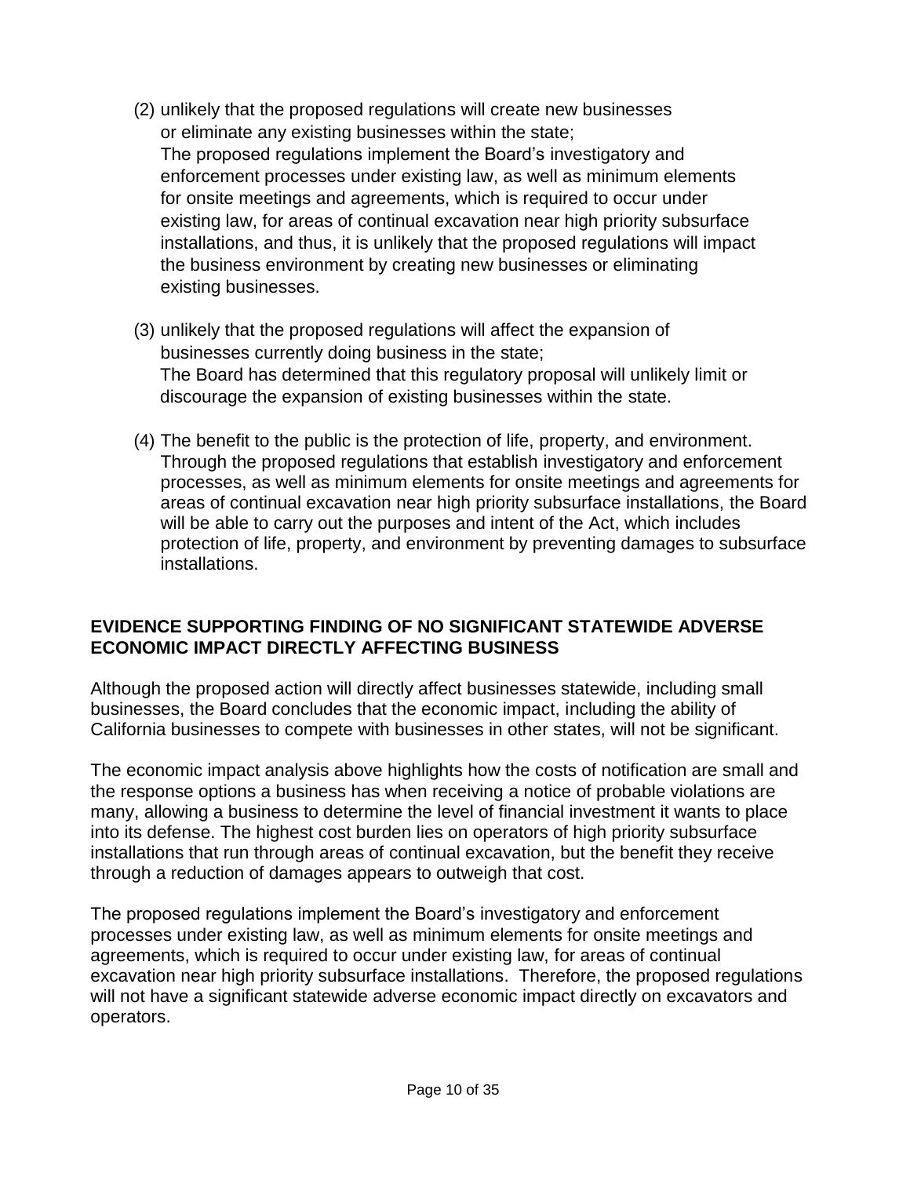(2) unlikely that the proposed regulations will create new businesses or eliminate any existing businesses within the state;
The proposed regulations implement the Board's investigatory and enforcement processes under existing law, as well as minimum elements for onsite meetings and agreements, which is required to occur under existing law, for areas of continual excavation near high priority subsurface installations, and thus, it is unlikely that the proposed regulations will impact the business environment by creating new businesses or eliminating existing businesses.

(3) unlikely that the proposed regulations will affect the expansion of businesses currently doing business in the state;
The Board has determined that this regulatory proposal will unlikely limit or discourage the expansion of existing businesses within the state.

(4) The benefit to the public is the protection of life, property, and environment. Through the proposed regulations that establish investigatory and enforcement processes, as well as minimum elements for onsite meetings and agreements for areas of continual excavation near high priority subsurface installations, the Board will be able to carry out the purposes and intent of the Act, which includes protection of life, property, and environment by preventing damages to subsurface installations.

## EVIDENCE SUPPORTING FINDING OF NO SIGNIFICANT STATEWIDE ADVERSE ECONOMIC IMPACT DIRECTLY AFFECTING BUSINESS

Although the proposed action will directly affect businesses statewide, including small businesses, the Board concludes that the economic impact, including the ability of California businesses to compete with businesses in other states, will not be significant.

The economic impact analysis above highlights how the costs of notification are small and the response options a business has when receiving a notice of probable violations are many, allowing a business to determine the level of financial investment it wants to place into its defense. The highest cost burden lies on operators of high priority subsurface installations that run through areas of continual excavation, but the benefit they receive through a reduction of damages appears to outweigh that cost.

The proposed regulations implement the Board's investigatory and enforcement processes under existing law, as well as minimum elements for onsite meetings and agreements, which is required to occur under existing law, for areas of continual excavation near high priority subsurface installations. Therefore, the proposed regulations will not have a significant statewide adverse economic impact directly on excavators and operators.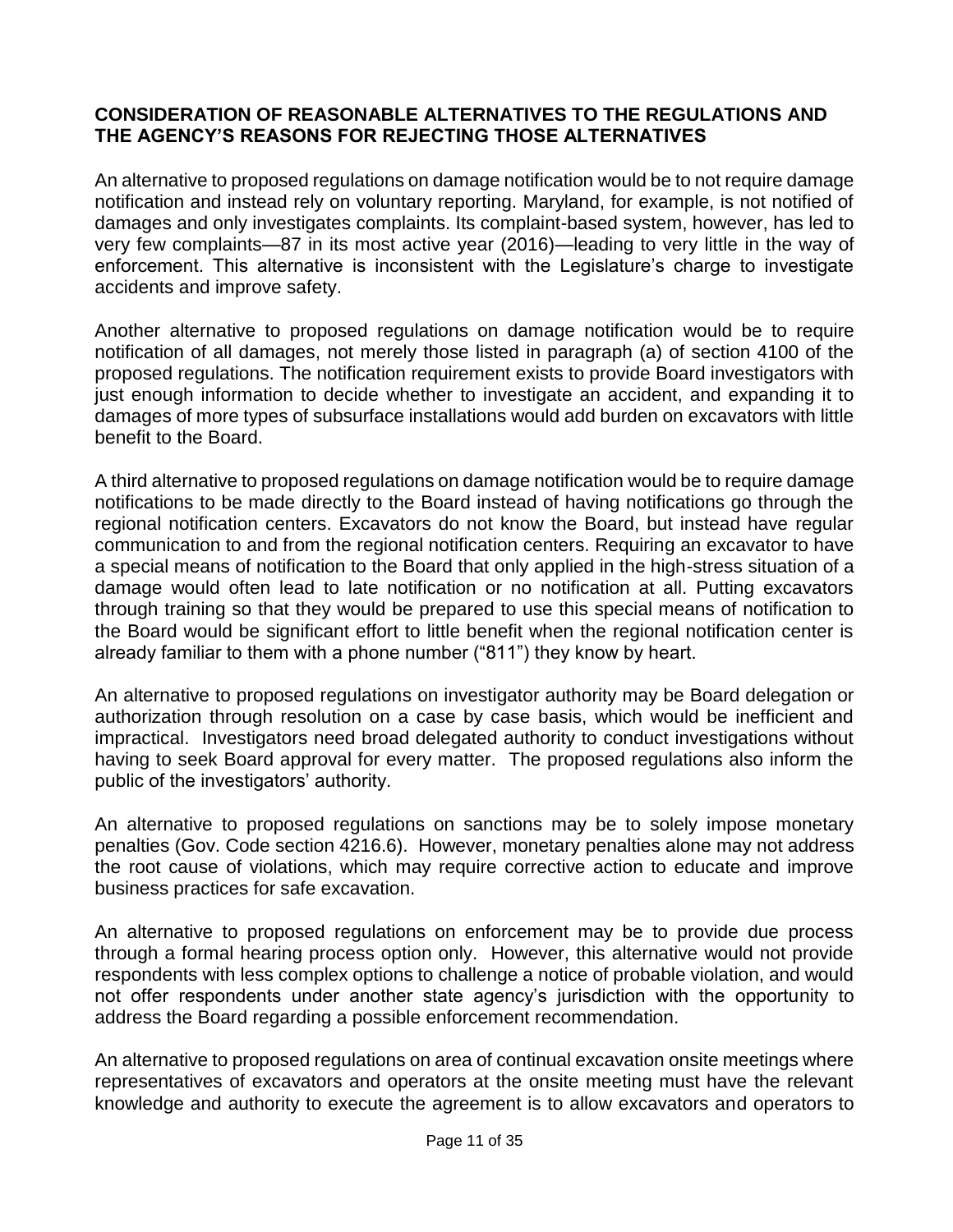**CONSIDERATION OF REASONABLE ALTERNATIVES TO THE REGULATIONS AND THE AGENCY'S REASONS FOR REJECTING THOSE ALTERNATIVES**

An alternative to proposed regulations on damage notification would be to not require damage notification and instead rely on voluntary reporting. Maryland, for example, is not notified of damages and only investigates complaints. Its complaint-based system, however, has led to very few complaints—87 in its most active year (2016)—leading to very little in the way of enforcement. This alternative is inconsistent with the Legislature's charge to investigate accidents and improve safety.

Another alternative to proposed regulations on damage notification would be to require notification of all damages, not merely those listed in paragraph (a) of section 4100 of the proposed regulations. The notification requirement exists to provide Board investigators with just enough information to decide whether to investigate an accident, and expanding it to damages of more types of subsurface installations would add burden on excavators with little benefit to the Board.

A third alternative to proposed regulations on damage notification would be to require damage notifications to be made directly to the Board instead of having notifications go through the regional notification centers. Excavators do not know the Board, but instead have regular communication to and from the regional notification centers. Requiring an excavator to have a special means of notification to the Board that only applied in the high-stress situation of a damage would often lead to late notification or no notification at all. Putting excavators through training so that they would be prepared to use this special means of notification to the Board would be significant effort to little benefit when the regional notification center is already familiar to them with a phone number ("811") they know by heart.

An alternative to proposed regulations on investigator authority may be Board delegation or authorization through resolution on a case by case basis, which would be inefficient and impractical. Investigators need broad delegated authority to conduct investigations without having to seek Board approval for every matter. The proposed regulations also inform the public of the investigators' authority.

An alternative to proposed regulations on sanctions may be to solely impose monetary penalties (Gov. Code section 4216.6). However, monetary penalties alone may not address the root cause of violations, which may require corrective action to educate and improve business practices for safe excavation.

An alternative to proposed regulations on enforcement may be to provide due process through a formal hearing process option only. However, this alternative would not provide respondents with less complex options to challenge a notice of probable violation, and would not offer respondents under another state agency's jurisdiction with the opportunity to address the Board regarding a possible enforcement recommendation.

An alternative to proposed regulations on area of continual excavation onsite meetings where representatives of excavators and operators at the onsite meeting must have the relevant knowledge and authority to execute the agreement is to allow excavators and operators to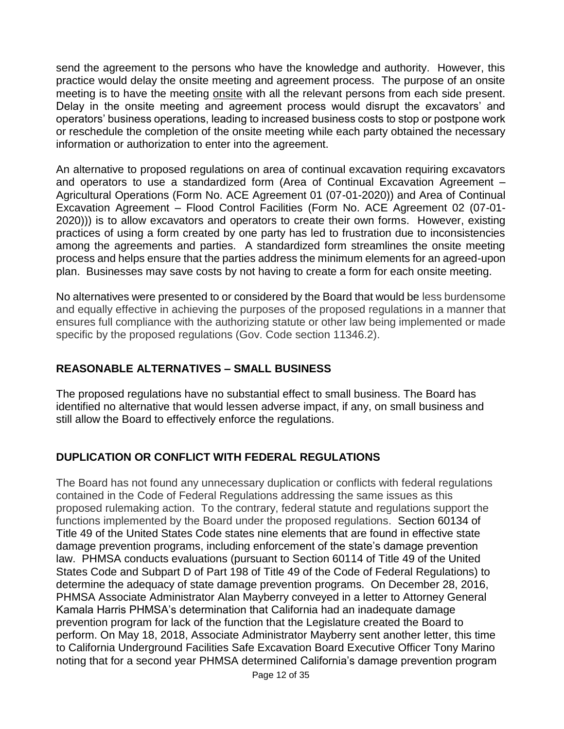send the agreement to the persons who have the knowledge and authority. However, this practice would delay the onsite meeting and agreement process. The purpose of an onsite meeting is to have the meeting onsite with all the relevant persons from each side present. Delay in the onsite meeting and agreement process would disrupt the excavators' and operators' business operations, leading to increased business costs to stop or postpone work or reschedule the completion of the onsite meeting while each party obtained the necessary information or authorization to enter into the agreement.

An alternative to proposed regulations on area of continual excavation requiring excavators and operators to use a standardized form (Area of Continual Excavation Agreement – Agricultural Operations (Form No. ACE Agreement 01 (07-01-2020)) and Area of Continual Excavation Agreement – Flood Control Facilities (Form No. ACE Agreement 02 (07-01-2020))) is to allow excavators and operators to create their own forms. However, existing practices of using a form created by one party has led to frustration due to inconsistencies among the agreements and parties. A standardized form streamlines the onsite meeting process and helps ensure that the parties address the minimum elements for an agreed-upon plan. Businesses may save costs by not having to create a form for each onsite meeting.

No alternatives were presented to or considered by the Board that would be less burdensome and equally effective in achieving the purposes of the proposed regulations in a manner that ensures full compliance with the authorizing statute or other law being implemented or made specific by the proposed regulations (Gov. Code section 11346.2).

## REASONABLE ALTERNATIVES – SMALL BUSINESS

The proposed regulations have no substantial effect to small business. The Board has identified no alternative that would lessen adverse impact, if any, on small business and still allow the Board to effectively enforce the regulations.

## DUPLICATION OR CONFLICT WITH FEDERAL REGULATIONS

The Board has not found any unnecessary duplication or conflicts with federal regulations contained in the Code of Federal Regulations addressing the same issues as this proposed rulemaking action. To the contrary, federal statute and regulations support the functions implemented by the Board under the proposed regulations. Section 60134 of Title 49 of the United States Code states nine elements that are found in effective state damage prevention programs, including enforcement of the state's damage prevention law. PHMSA conducts evaluations (pursuant to Section 60114 of Title 49 of the United States Code and Subpart D of Part 198 of Title 49 of the Code of Federal Regulations) to determine the adequacy of state damage prevention programs. On December 28, 2016, PHMSA Associate Administrator Alan Mayberry conveyed in a letter to Attorney General Kamala Harris PHMSA's determination that California had an inadequate damage prevention program for lack of the function that the Legislature created the Board to perform. On May 18, 2018, Associate Administrator Mayberry sent another letter, this time to California Underground Facilities Safe Excavation Board Executive Officer Tony Marino noting that for a second year PHMSA determined California's damage prevention program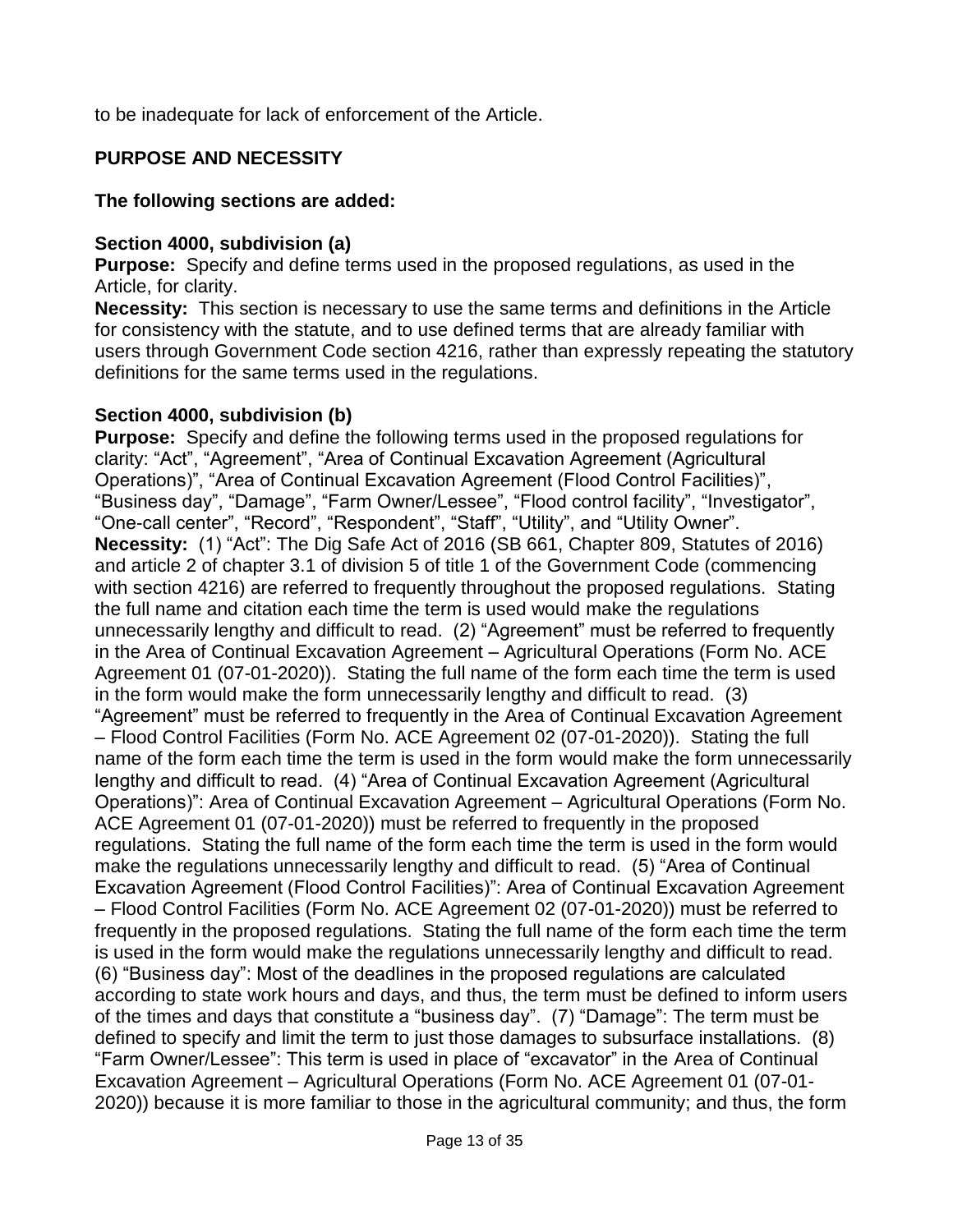to be inadequate for lack of enforcement of the Article.

## PURPOSE AND NECESSITY

**The following sections are added:**

**Section 4000, subdivision (a)**

**Purpose:** Specify and define terms used in the proposed regulations, as used in the Article, for clarity.

**Necessity:** This section is necessary to use the same terms and definitions in the Article for consistency with the statute, and to use defined terms that are already familiar with users through Government Code section 4216, rather than expressly repeating the statutory definitions for the same terms used in the regulations.

**Section 4000, subdivision (b)**

**Purpose:** Specify and define the following terms used in the proposed regulations for clarity: "Act", "Agreement", "Area of Continual Excavation Agreement (Agricultural Operations)", "Area of Continual Excavation Agreement (Flood Control Facilities)", "Business day", "Damage", "Farm Owner/Lessee", "Flood control facility", "Investigator", "One-call center", "Record", "Respondent", "Staff", "Utility", and "Utility Owner".

**Necessity:** (1) "Act": The Dig Safe Act of 2016 (SB 661, Chapter 809, Statutes of 2016) and article 2 of chapter 3.1 of division 5 of title 1 of the Government Code (commencing with section 4216) are referred to frequently throughout the proposed regulations. Stating the full name and citation each time the term is used would make the regulations unnecessarily lengthy and difficult to read. (2) "Agreement" must be referred to frequently in the Area of Continual Excavation Agreement – Agricultural Operations (Form No. ACE Agreement 01 (07-01-2020)). Stating the full name of the form each time the term is used in the form would make the form unnecessarily lengthy and difficult to read. (3) "Agreement" must be referred to frequently in the Area of Continual Excavation Agreement – Flood Control Facilities (Form No. ACE Agreement 02 (07-01-2020)). Stating the full name of the form each time the term is used in the form would make the form unnecessarily lengthy and difficult to read. (4) "Area of Continual Excavation Agreement (Agricultural Operations)": Area of Continual Excavation Agreement – Agricultural Operations (Form No. ACE Agreement 01 (07-01-2020)) must be referred to frequently in the proposed regulations. Stating the full name of the form each time the term is used in the form would make the regulations unnecessarily lengthy and difficult to read. (5) "Area of Continual Excavation Agreement (Flood Control Facilities)": Area of Continual Excavation Agreement – Flood Control Facilities (Form No. ACE Agreement 02 (07-01-2020)) must be referred to frequently in the proposed regulations. Stating the full name of the form each time the term is used in the form would make the regulations unnecessarily lengthy and difficult to read. (6) "Business day": Most of the deadlines in the proposed regulations are calculated according to state work hours and days, and thus, the term must be defined to inform users of the times and days that constitute a "business day". (7) "Damage": The term must be defined to specify and limit the term to just those damages to subsurface installations. (8) "Farm Owner/Lessee": This term is used in place of "excavator" in the Area of Continual Excavation Agreement – Agricultural Operations (Form No. ACE Agreement 01 (07-01-2020)) because it is more familiar to those in the agricultural community; and thus, the form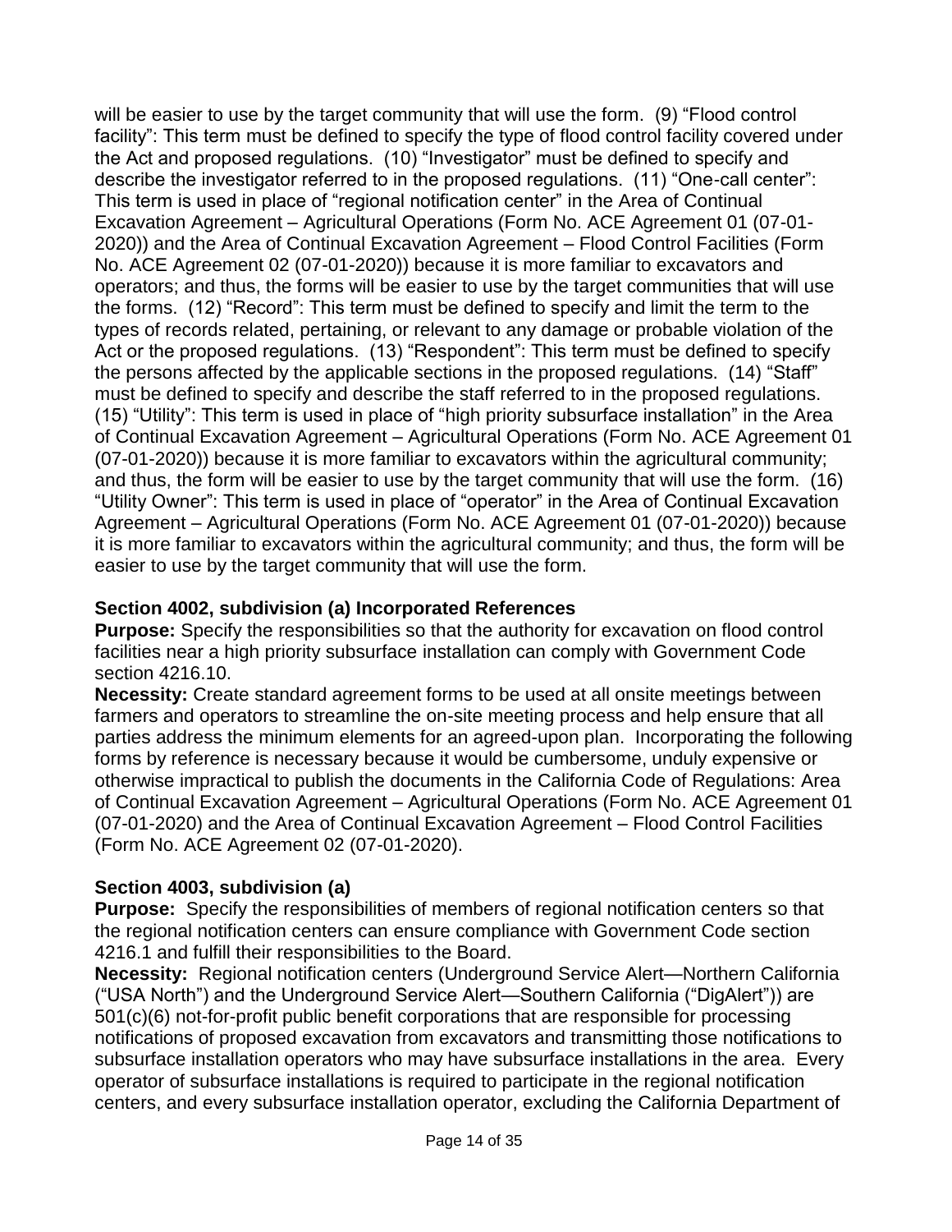will be easier to use by the target community that will use the form. (9) "Flood control facility": This term must be defined to specify the type of flood control facility covered under the Act and proposed regulations. (10) "Investigator" must be defined to specify and describe the investigator referred to in the proposed regulations. (11) "One-call center": This term is used in place of "regional notification center" in the Area of Continual Excavation Agreement – Agricultural Operations (Form No. ACE Agreement 01 (07-01-2020)) and the Area of Continual Excavation Agreement – Flood Control Facilities (Form No. ACE Agreement 02 (07-01-2020)) because it is more familiar to excavators and operators; and thus, the forms will be easier to use by the target communities that will use the forms. (12) "Record": This term must be defined to specify and limit the term to the types of records related, pertaining, or relevant to any damage or probable violation of the Act or the proposed regulations. (13) "Respondent": This term must be defined to specify the persons affected by the applicable sections in the proposed regulations. (14) "Staff" must be defined to specify and describe the staff referred to in the proposed regulations. (15) "Utility": This term is used in place of "high priority subsurface installation" in the Area of Continual Excavation Agreement – Agricultural Operations (Form No. ACE Agreement 01 (07-01-2020)) because it is more familiar to excavators within the agricultural community; and thus, the form will be easier to use by the target community that will use the form. (16) "Utility Owner": This term is used in place of "operator" in the Area of Continual Excavation Agreement – Agricultural Operations (Form No. ACE Agreement 01 (07-01-2020)) because it is more familiar to excavators within the agricultural community; and thus, the form will be easier to use by the target community that will use the form.

**Section 4002, subdivision (a) Incorporated References**

**Purpose:** Specify the responsibilities so that the authority for excavation on flood control facilities near a high priority subsurface installation can comply with Government Code section 4216.10.

**Necessity:** Create standard agreement forms to be used at all onsite meetings between farmers and operators to streamline the on-site meeting process and help ensure that all parties address the minimum elements for an agreed-upon plan. Incorporating the following forms by reference is necessary because it would be cumbersome, unduly expensive or otherwise impractical to publish the documents in the California Code of Regulations: Area of Continual Excavation Agreement – Agricultural Operations (Form No. ACE Agreement 01 (07-01-2020) and the Area of Continual Excavation Agreement – Flood Control Facilities (Form No. ACE Agreement 02 (07-01-2020).

**Section 4003, subdivision (a)**

**Purpose:** Specify the responsibilities of members of regional notification centers so that the regional notification centers can ensure compliance with Government Code section 4216.1 and fulfill their responsibilities to the Board.

**Necessity:** Regional notification centers (Underground Service Alert—Northern California ("USA North") and the Underground Service Alert—Southern California ("DigAlert")) are 501(c)(6) not-for-profit public benefit corporations that are responsible for processing notifications of proposed excavation from excavators and transmitting those notifications to subsurface installation operators who may have subsurface installations in the area. Every operator of subsurface installations is required to participate in the regional notification centers, and every subsurface installation operator, excluding the California Department of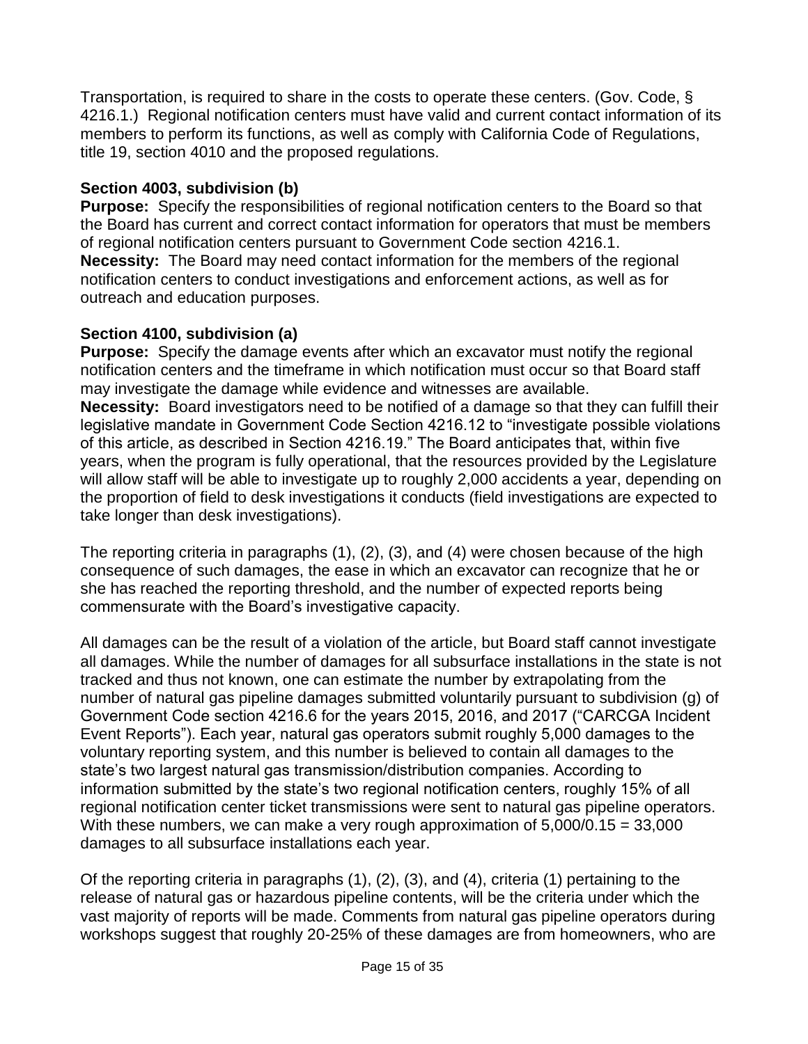Transportation, is required to share in the costs to operate these centers. (Gov. Code, § 4216.1.) Regional notification centers must have valid and current contact information of its members to perform its functions, as well as comply with California Code of Regulations, title 19, section 4010 and the proposed regulations.

**Section 4003, subdivision (b)**

**Purpose:** Specify the responsibilities of regional notification centers to the Board so that the Board has current and correct contact information for operators that must be members of regional notification centers pursuant to Government Code section 4216.1.

**Necessity:** The Board may need contact information for the members of the regional notification centers to conduct investigations and enforcement actions, as well as for outreach and education purposes.

**Section 4100, subdivision (a)**

**Purpose:** Specify the damage events after which an excavator must notify the regional notification centers and the timeframe in which notification must occur so that Board staff may investigate the damage while evidence and witnesses are available.

**Necessity:** Board investigators need to be notified of a damage so that they can fulfill their legislative mandate in Government Code Section 4216.12 to "investigate possible violations of this article, as described in Section 4216.19." The Board anticipates that, within five years, when the program is fully operational, that the resources provided by the Legislature will allow staff will be able to investigate up to roughly 2,000 accidents a year, depending on the proportion of field to desk investigations it conducts (field investigations are expected to take longer than desk investigations).

The reporting criteria in paragraphs (1), (2), (3), and (4) were chosen because of the high consequence of such damages, the ease in which an excavator can recognize that he or she has reached the reporting threshold, and the number of expected reports being commensurate with the Board's investigative capacity.

All damages can be the result of a violation of the article, but Board staff cannot investigate all damages. While the number of damages for all subsurface installations in the state is not tracked and thus not known, one can estimate the number by extrapolating from the number of natural gas pipeline damages submitted voluntarily pursuant to subdivision (g) of Government Code section 4216.6 for the years 2015, 2016, and 2017 ("CARCGA Incident Event Reports"). Each year, natural gas operators submit roughly 5,000 damages to the voluntary reporting system, and this number is believed to contain all damages to the state's two largest natural gas transmission/distribution companies. According to information submitted by the state's two regional notification centers, roughly 15% of all regional notification center ticket transmissions were sent to natural gas pipeline operators. With these numbers, we can make a very rough approximation of 5,000/0.15 = 33,000 damages to all subsurface installations each year.

Of the reporting criteria in paragraphs (1), (2), (3), and (4), criteria (1) pertaining to the release of natural gas or hazardous pipeline contents, will be the criteria under which the vast majority of reports will be made. Comments from natural gas pipeline operators during workshops suggest that roughly 20-25% of these damages are from homeowners, who are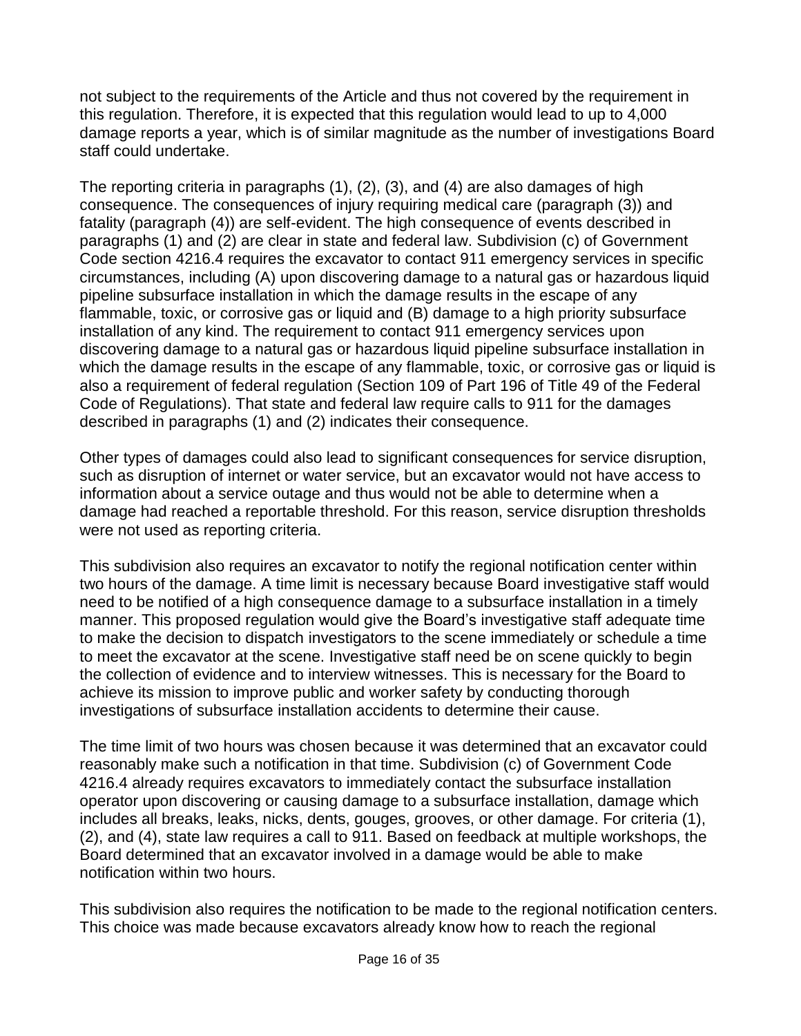not subject to the requirements of the Article and thus not covered by the requirement in this regulation. Therefore, it is expected that this regulation would lead to up to 4,000 damage reports a year, which is of similar magnitude as the number of investigations Board staff could undertake.

The reporting criteria in paragraphs (1), (2), (3), and (4) are also damages of high consequence. The consequences of injury requiring medical care (paragraph (3)) and fatality (paragraph (4)) are self-evident. The high consequence of events described in paragraphs (1) and (2) are clear in state and federal law. Subdivision (c) of Government Code section 4216.4 requires the excavator to contact 911 emergency services in specific circumstances, including (A) upon discovering damage to a natural gas or hazardous liquid pipeline subsurface installation in which the damage results in the escape of any flammable, toxic, or corrosive gas or liquid and (B) damage to a high priority subsurface installation of any kind. The requirement to contact 911 emergency services upon discovering damage to a natural gas or hazardous liquid pipeline subsurface installation in which the damage results in the escape of any flammable, toxic, or corrosive gas or liquid is also a requirement of federal regulation (Section 109 of Part 196 of Title 49 of the Federal Code of Regulations). That state and federal law require calls to 911 for the damages described in paragraphs (1) and (2) indicates their consequence.

Other types of damages could also lead to significant consequences for service disruption, such as disruption of internet or water service, but an excavator would not have access to information about a service outage and thus would not be able to determine when a damage had reached a reportable threshold. For this reason, service disruption thresholds were not used as reporting criteria.

This subdivision also requires an excavator to notify the regional notification center within two hours of the damage. A time limit is necessary because Board investigative staff would need to be notified of a high consequence damage to a subsurface installation in a timely manner. This proposed regulation would give the Board's investigative staff adequate time to make the decision to dispatch investigators to the scene immediately or schedule a time to meet the excavator at the scene. Investigative staff need be on scene quickly to begin the collection of evidence and to interview witnesses. This is necessary for the Board to achieve its mission to improve public and worker safety by conducting thorough investigations of subsurface installation accidents to determine their cause.

The time limit of two hours was chosen because it was determined that an excavator could reasonably make such a notification in that time. Subdivision (c) of Government Code 4216.4 already requires excavators to immediately contact the subsurface installation operator upon discovering or causing damage to a subsurface installation, damage which includes all breaks, leaks, nicks, dents, gouges, grooves, or other damage. For criteria (1), (2), and (4), state law requires a call to 911. Based on feedback at multiple workshops, the Board determined that an excavator involved in a damage would be able to make notification within two hours.

This subdivision also requires the notification to be made to the regional notification centers. This choice was made because excavators already know how to reach the regional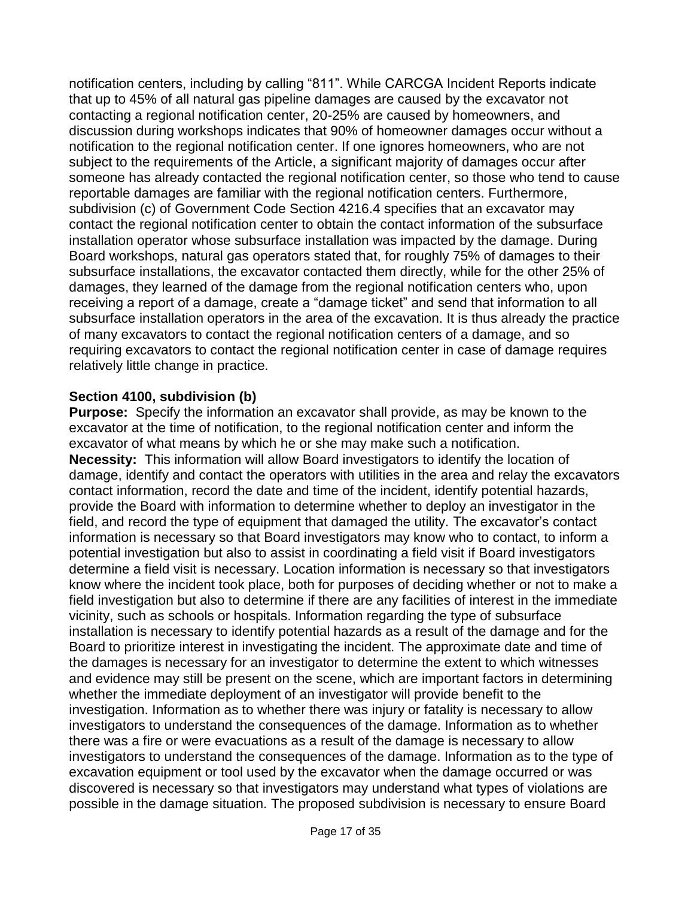notification centers, including by calling "811". While CARCGA Incident Reports indicate that up to 45% of all natural gas pipeline damages are caused by the excavator not contacting a regional notification center, 20-25% are caused by homeowners, and discussion during workshops indicates that 90% of homeowner damages occur without a notification to the regional notification center. If one ignores homeowners, who are not subject to the requirements of the Article, a significant majority of damages occur after someone has already contacted the regional notification center, so those who tend to cause reportable damages are familiar with the regional notification centers. Furthermore, subdivision (c) of Government Code Section 4216.4 specifies that an excavator may contact the regional notification center to obtain the contact information of the subsurface installation operator whose subsurface installation was impacted by the damage. During Board workshops, natural gas operators stated that, for roughly 75% of damages to their subsurface installations, the excavator contacted them directly, while for the other 25% of damages, they learned of the damage from the regional notification centers who, upon receiving a report of a damage, create a "damage ticket" and send that information to all subsurface installation operators in the area of the excavation. It is thus already the practice of many excavators to contact the regional notification centers of a damage, and so requiring excavators to contact the regional notification center in case of damage requires relatively little change in practice.

**Section 4100, subdivision (b)**

**Purpose:** Specify the information an excavator shall provide, as may be known to the excavator at the time of notification, to the regional notification center and inform the excavator of what means by which he or she may make such a notification.

**Necessity:** This information will allow Board investigators to identify the location of damage, identify and contact the operators with utilities in the area and relay the excavators contact information, record the date and time of the incident, identify potential hazards, provide the Board with information to determine whether to deploy an investigator in the field, and record the type of equipment that damaged the utility. The excavator's contact information is necessary so that Board investigators may know who to contact, to inform a potential investigation but also to assist in coordinating a field visit if Board investigators determine a field visit is necessary. Location information is necessary so that investigators know where the incident took place, both for purposes of deciding whether or not to make a field investigation but also to determine if there are any facilities of interest in the immediate vicinity, such as schools or hospitals. Information regarding the type of subsurface installation is necessary to identify potential hazards as a result of the damage and for the Board to prioritize interest in investigating the incident. The approximate date and time of the damages is necessary for an investigator to determine the extent to which witnesses and evidence may still be present on the scene, which are important factors in determining whether the immediate deployment of an investigator will provide benefit to the investigation. Information as to whether there was injury or fatality is necessary to allow investigators to understand the consequences of the damage. Information as to whether there was a fire or were evacuations as a result of the damage is necessary to allow investigators to understand the consequences of the damage. Information as to the type of excavation equipment or tool used by the excavator when the damage occurred or was discovered is necessary so that investigators may understand what types of violations are possible in the damage situation. The proposed subdivision is necessary to ensure Board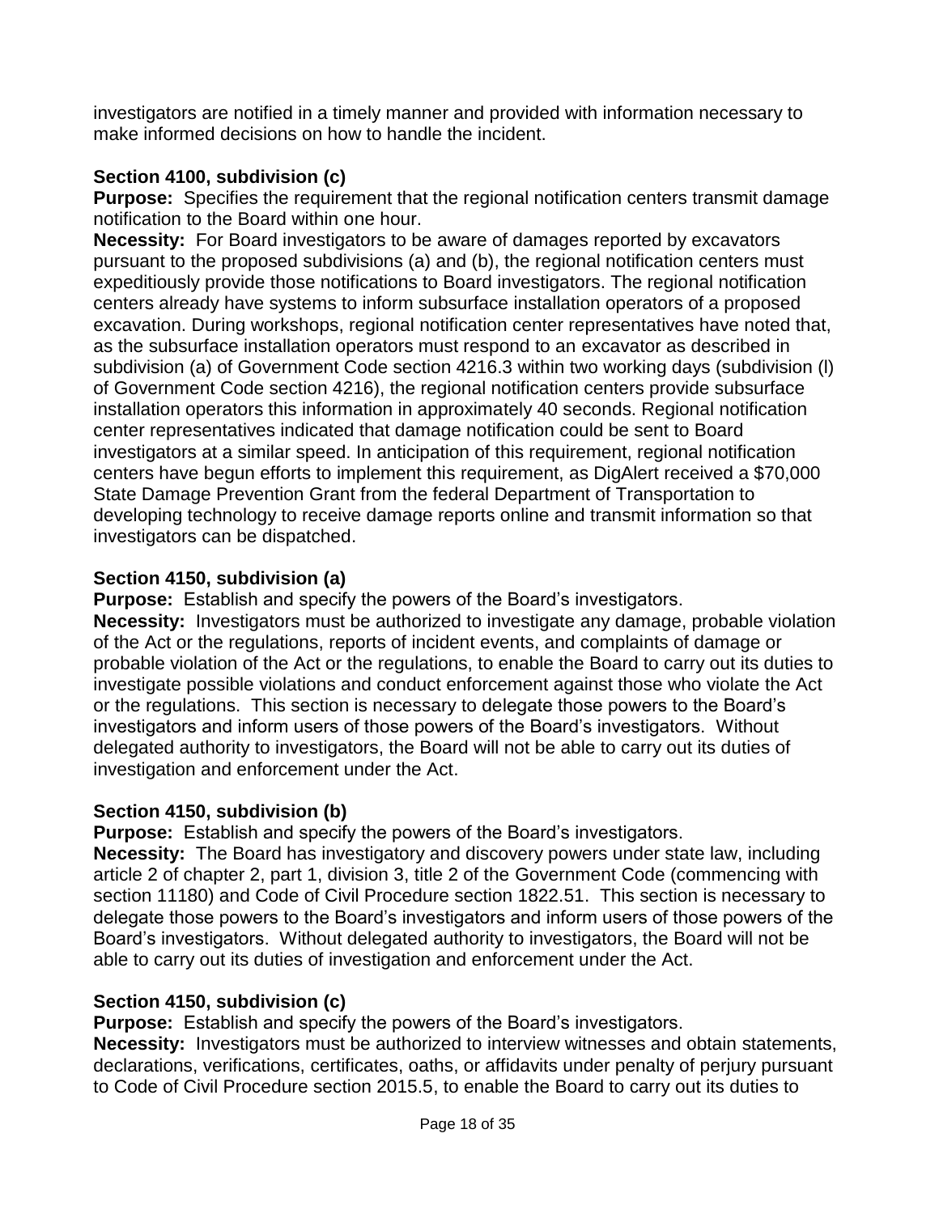investigators are notified in a timely manner and provided with information necessary to make informed decisions on how to handle the incident.

**Section 4100, subdivision (c)**

**Purpose:** Specifies the requirement that the regional notification centers transmit damage notification to the Board within one hour.

**Necessity:** For Board investigators to be aware of damages reported by excavators pursuant to the proposed subdivisions (a) and (b), the regional notification centers must expeditiously provide those notifications to Board investigators. The regional notification centers already have systems to inform subsurface installation operators of a proposed excavation. During workshops, regional notification center representatives have noted that, as the subsurface installation operators must respond to an excavator as described in subdivision (a) of Government Code section 4216.3 within two working days (subdivision (l) of Government Code section 4216), the regional notification centers provide subsurface installation operators this information in approximately 40 seconds. Regional notification center representatives indicated that damage notification could be sent to Board investigators at a similar speed. In anticipation of this requirement, regional notification centers have begun efforts to implement this requirement, as DigAlert received a $70,000 State Damage Prevention Grant from the federal Department of Transportation to developing technology to receive damage reports online and transmit information so that investigators can be dispatched.

**Section 4150, subdivision (a)**

**Purpose:** Establish and specify the powers of the Board's investigators.

**Necessity:** Investigators must be authorized to investigate any damage, probable violation of the Act or the regulations, reports of incident events, and complaints of damage or probable violation of the Act or the regulations, to enable the Board to carry out its duties to investigate possible violations and conduct enforcement against those who violate the Act or the regulations. This section is necessary to delegate those powers to the Board's investigators and inform users of those powers of the Board's investigators. Without delegated authority to investigators, the Board will not be able to carry out its duties of investigation and enforcement under the Act.

**Section 4150, subdivision (b)**

**Purpose:** Establish and specify the powers of the Board's investigators.

**Necessity:** The Board has investigatory and discovery powers under state law, including article 2 of chapter 2, part 1, division 3, title 2 of the Government Code (commencing with section 11180) and Code of Civil Procedure section 1822.51. This section is necessary to delegate those powers to the Board's investigators and inform users of those powers of the Board's investigators. Without delegated authority to investigators, the Board will not be able to carry out its duties of investigation and enforcement under the Act.

**Section 4150, subdivision (c)**

**Purpose:** Establish and specify the powers of the Board's investigators.

**Necessity:** Investigators must be authorized to interview witnesses and obtain statements, declarations, verifications, certificates, oaths, or affidavits under penalty of perjury pursuant to Code of Civil Procedure section 2015.5, to enable the Board to carry out its duties to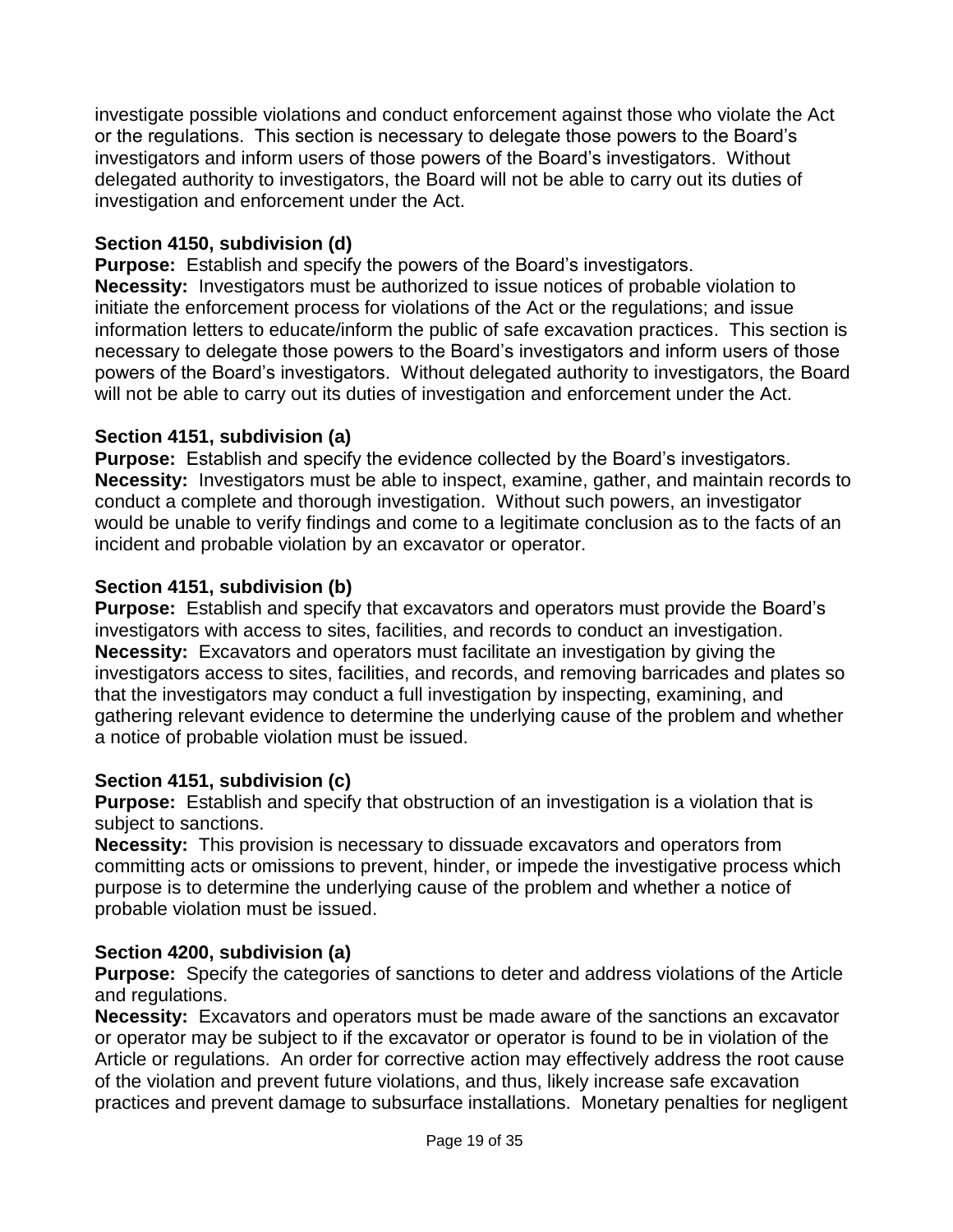investigate possible violations and conduct enforcement against those who violate the Act or the regulations. This section is necessary to delegate those powers to the Board's investigators and inform users of those powers of the Board's investigators. Without delegated authority to investigators, the Board will not be able to carry out its duties of investigation and enforcement under the Act.

**Section 4150, subdivision (d)**
**Purpose:** Establish and specify the powers of the Board's investigators.
**Necessity:** Investigators must be authorized to issue notices of probable violation to initiate the enforcement process for violations of the Act or the regulations; and issue information letters to educate/inform the public of safe excavation practices. This section is necessary to delegate those powers to the Board's investigators and inform users of those powers of the Board's investigators. Without delegated authority to investigators, the Board will not be able to carry out its duties of investigation and enforcement under the Act.

**Section 4151, subdivision (a)**
**Purpose:** Establish and specify the evidence collected by the Board's investigators.
**Necessity:** Investigators must be able to inspect, examine, gather, and maintain records to conduct a complete and thorough investigation. Without such powers, an investigator would be unable to verify findings and come to a legitimate conclusion as to the facts of an incident and probable violation by an excavator or operator.

**Section 4151, subdivision (b)**
**Purpose:** Establish and specify that excavators and operators must provide the Board's investigators with access to sites, facilities, and records to conduct an investigation.
**Necessity:** Excavators and operators must facilitate an investigation by giving the investigators access to sites, facilities, and records, and removing barricades and plates so that the investigators may conduct a full investigation by inspecting, examining, and gathering relevant evidence to determine the underlying cause of the problem and whether a notice of probable violation must be issued.

**Section 4151, subdivision (c)**
**Purpose:** Establish and specify that obstruction of an investigation is a violation that is subject to sanctions.
**Necessity:** This provision is necessary to dissuade excavators and operators from committing acts or omissions to prevent, hinder, or impede the investigative process which purpose is to determine the underlying cause of the problem and whether a notice of probable violation must be issued.

**Section 4200, subdivision (a)**
**Purpose:** Specify the categories of sanctions to deter and address violations of the Article and regulations.
**Necessity:** Excavators and operators must be made aware of the sanctions an excavator or operator may be subject to if the excavator or operator is found to be in violation of the Article or regulations. An order for corrective action may effectively address the root cause of the violation and prevent future violations, and thus, likely increase safe excavation practices and prevent damage to subsurface installations. Monetary penalties for negligent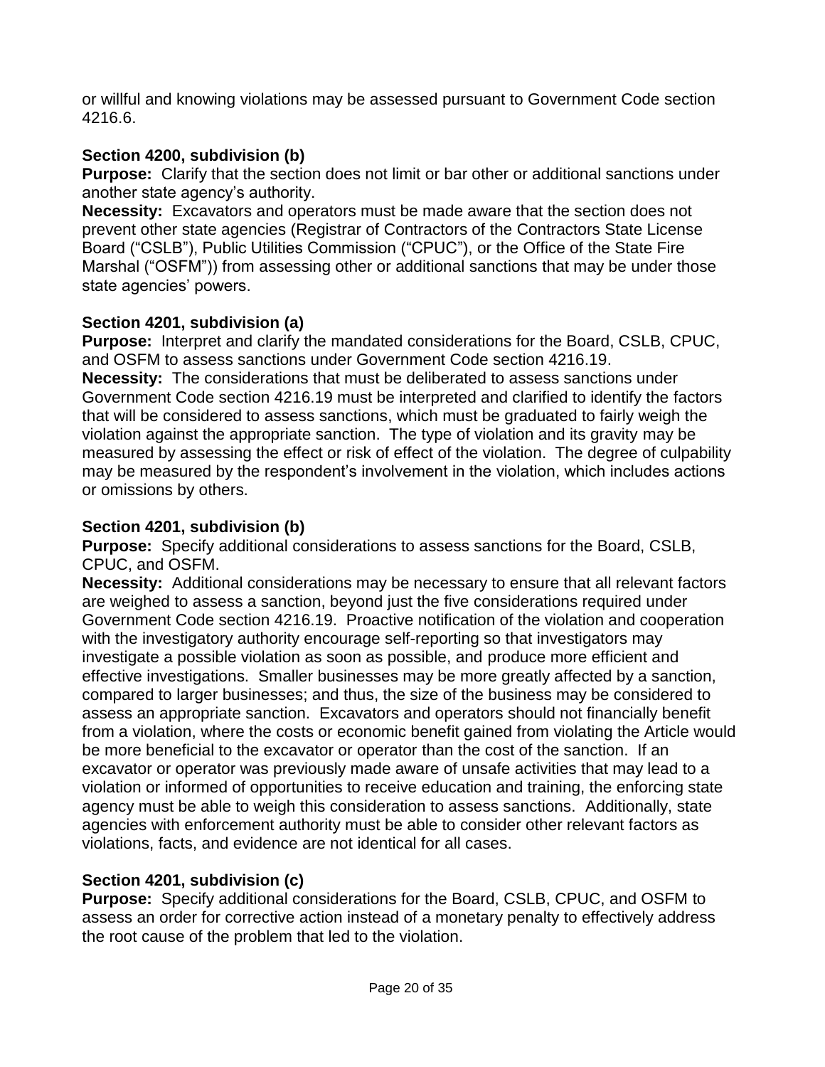or willful and knowing violations may be assessed pursuant to Government Code section 4216.6.

**Section 4200, subdivision (b)**

**Purpose:** Clarify that the section does not limit or bar other or additional sanctions under another state agency's authority.

**Necessity:** Excavators and operators must be made aware that the section does not prevent other state agencies (Registrar of Contractors of the Contractors State License Board ("CSLB"), Public Utilities Commission ("CPUC"), or the Office of the State Fire Marshal ("OSFM")) from assessing other or additional sanctions that may be under those state agencies' powers.

**Section 4201, subdivision (a)**

**Purpose:** Interpret and clarify the mandated considerations for the Board, CSLB, CPUC, and OSFM to assess sanctions under Government Code section 4216.19.

**Necessity:** The considerations that must be deliberated to assess sanctions under Government Code section 4216.19 must be interpreted and clarified to identify the factors that will be considered to assess sanctions, which must be graduated to fairly weigh the violation against the appropriate sanction. The type of violation and its gravity may be measured by assessing the effect or risk of effect of the violation. The degree of culpability may be measured by the respondent's involvement in the violation, which includes actions or omissions by others.

**Section 4201, subdivision (b)**

**Purpose:** Specify additional considerations to assess sanctions for the Board, CSLB, CPUC, and OSFM.

**Necessity:** Additional considerations may be necessary to ensure that all relevant factors are weighed to assess a sanction, beyond just the five considerations required under Government Code section 4216.19. Proactive notification of the violation and cooperation with the investigatory authority encourage self-reporting so that investigators may investigate a possible violation as soon as possible, and produce more efficient and effective investigations. Smaller businesses may be more greatly affected by a sanction, compared to larger businesses; and thus, the size of the business may be considered to assess an appropriate sanction. Excavators and operators should not financially benefit from a violation, where the costs or economic benefit gained from violating the Article would be more beneficial to the excavator or operator than the cost of the sanction. If an excavator or operator was previously made aware of unsafe activities that may lead to a violation or informed of opportunities to receive education and training, the enforcing state agency must be able to weigh this consideration to assess sanctions. Additionally, state agencies with enforcement authority must be able to consider other relevant factors as violations, facts, and evidence are not identical for all cases.

**Section 4201, subdivision (c)**

**Purpose:** Specify additional considerations for the Board, CSLB, CPUC, and OSFM to assess an order for corrective action instead of a monetary penalty to effectively address the root cause of the problem that led to the violation.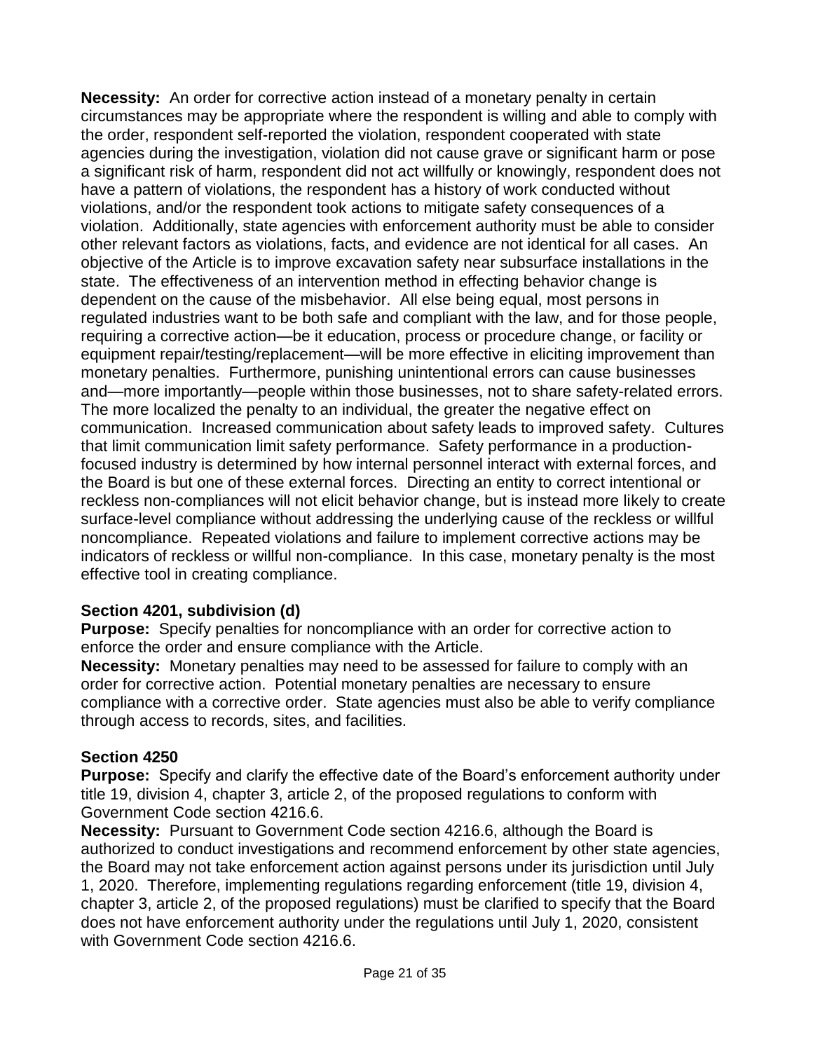**Necessity:** An order for corrective action instead of a monetary penalty in certain circumstances may be appropriate where the respondent is willing and able to comply with the order, respondent self-reported the violation, respondent cooperated with state agencies during the investigation, violation did not cause grave or significant harm or pose a significant risk of harm, respondent did not act willfully or knowingly, respondent does not have a pattern of violations, the respondent has a history of work conducted without violations, and/or the respondent took actions to mitigate safety consequences of a violation. Additionally, state agencies with enforcement authority must be able to consider other relevant factors as violations, facts, and evidence are not identical for all cases. An objective of the Article is to improve excavation safety near subsurface installations in the state. The effectiveness of an intervention method in effecting behavior change is dependent on the cause of the misbehavior. All else being equal, most persons in regulated industries want to be both safe and compliant with the law, and for those people, requiring a corrective action—be it education, process or procedure change, or facility or equipment repair/testing/replacement—will be more effective in eliciting improvement than monetary penalties. Furthermore, punishing unintentional errors can cause businesses and—more importantly—people within those businesses, not to share safety-related errors. The more localized the penalty to an individual, the greater the negative effect on communication. Increased communication about safety leads to improved safety. Cultures that limit communication limit safety performance. Safety performance in a production-focused industry is determined by how internal personnel interact with external forces, and the Board is but one of these external forces. Directing an entity to correct intentional or reckless non-compliances will not elicit behavior change, but is instead more likely to create surface-level compliance without addressing the underlying cause of the reckless or willful noncompliance. Repeated violations and failure to implement corrective actions may be indicators of reckless or willful non-compliance. In this case, monetary penalty is the most effective tool in creating compliance.

### Section 4201, subdivision (d)

**Purpose:** Specify penalties for noncompliance with an order for corrective action to enforce the order and ensure compliance with the Article.

**Necessity:** Monetary penalties may need to be assessed for failure to comply with an order for corrective action. Potential monetary penalties are necessary to ensure compliance with a corrective order. State agencies must also be able to verify compliance through access to records, sites, and facilities.

### Section 4250

**Purpose:** Specify and clarify the effective date of the Board's enforcement authority under title 19, division 4, chapter 3, article 2, of the proposed regulations to conform with Government Code section 4216.6.

**Necessity:** Pursuant to Government Code section 4216.6, although the Board is authorized to conduct investigations and recommend enforcement by other state agencies, the Board may not take enforcement action against persons under its jurisdiction until July 1, 2020. Therefore, implementing regulations regarding enforcement (title 19, division 4, chapter 3, article 2, of the proposed regulations) must be clarified to specify that the Board does not have enforcement authority under the regulations until July 1, 2020, consistent with Government Code section 4216.6.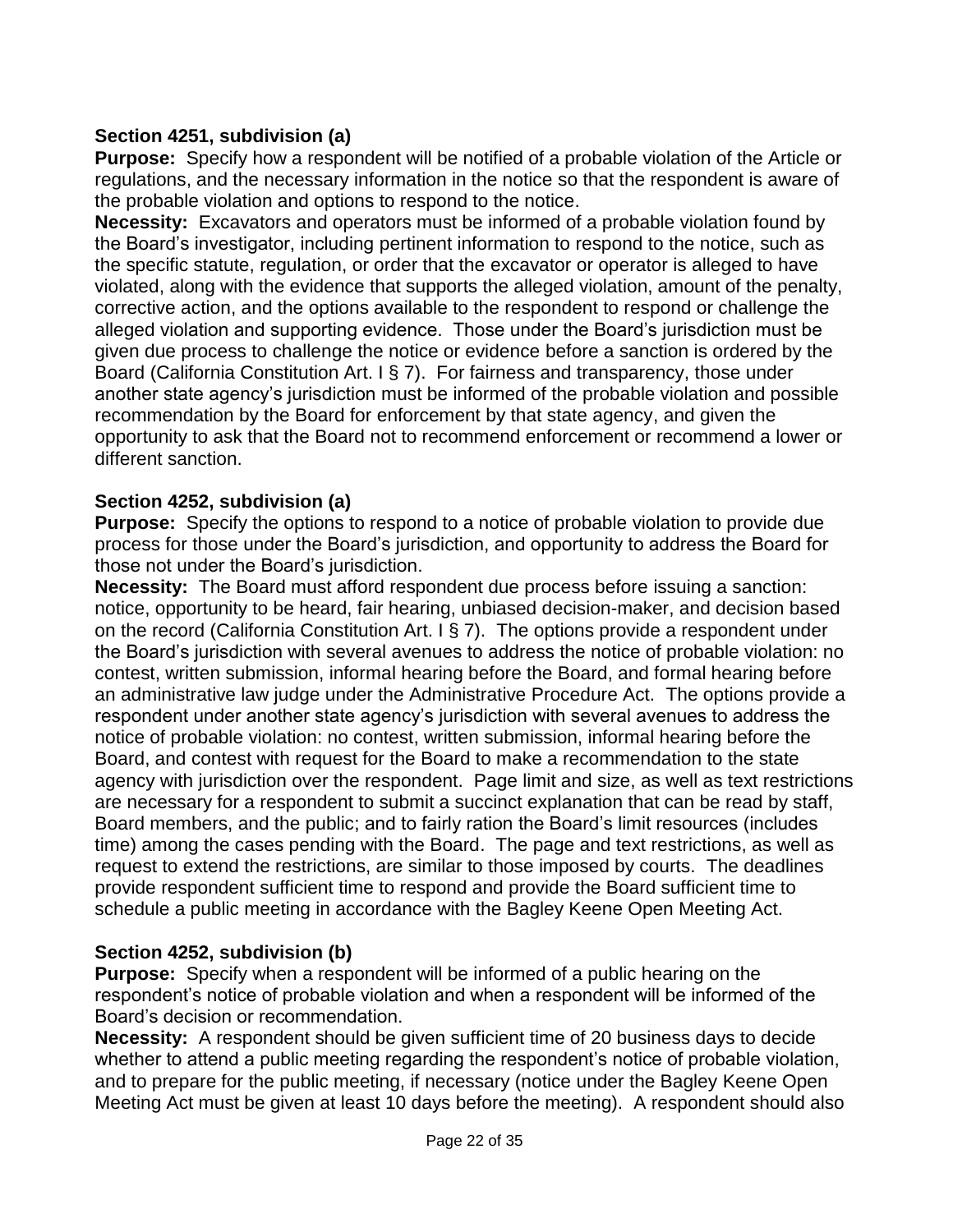**Section 4251, subdivision (a)**

**Purpose:** Specify how a respondent will be notified of a probable violation of the Article or regulations, and the necessary information in the notice so that the respondent is aware of the probable violation and options to respond to the notice.

**Necessity:** Excavators and operators must be informed of a probable violation found by the Board's investigator, including pertinent information to respond to the notice, such as the specific statute, regulation, or order that the excavator or operator is alleged to have violated, along with the evidence that supports the alleged violation, amount of the penalty, corrective action, and the options available to the respondent to respond or challenge the alleged violation and supporting evidence. Those under the Board's jurisdiction must be given due process to challenge the notice or evidence before a sanction is ordered by the Board (California Constitution Art. I § 7). For fairness and transparency, those under another state agency's jurisdiction must be informed of the probable violation and possible recommendation by the Board for enforcement by that state agency, and given the opportunity to ask that the Board not to recommend enforcement or recommend a lower or different sanction.

**Section 4252, subdivision (a)**

**Purpose:** Specify the options to respond to a notice of probable violation to provide due process for those under the Board's jurisdiction, and opportunity to address the Board for those not under the Board's jurisdiction.

**Necessity:** The Board must afford respondent due process before issuing a sanction: notice, opportunity to be heard, fair hearing, unbiased decision-maker, and decision based on the record (California Constitution Art. I § 7). The options provide a respondent under the Board's jurisdiction with several avenues to address the notice of probable violation: no contest, written submission, informal hearing before the Board, and formal hearing before an administrative law judge under the Administrative Procedure Act. The options provide a respondent under another state agency's jurisdiction with several avenues to address the notice of probable violation: no contest, written submission, informal hearing before the Board, and contest with request for the Board to make a recommendation to the state agency with jurisdiction over the respondent. Page limit and size, as well as text restrictions are necessary for a respondent to submit a succinct explanation that can be read by staff, Board members, and the public; and to fairly ration the Board's limit resources (includes time) among the cases pending with the Board. The page and text restrictions, as well as request to extend the restrictions, are similar to those imposed by courts. The deadlines provide respondent sufficient time to respond and provide the Board sufficient time to schedule a public meeting in accordance with the Bagley Keene Open Meeting Act.

**Section 4252, subdivision (b)**

**Purpose:** Specify when a respondent will be informed of a public hearing on the respondent's notice of probable violation and when a respondent will be informed of the Board's decision or recommendation.

**Necessity:** A respondent should be given sufficient time of 20 business days to decide whether to attend a public meeting regarding the respondent's notice of probable violation, and to prepare for the public meeting, if necessary (notice under the Bagley Keene Open Meeting Act must be given at least 10 days before the meeting). A respondent should also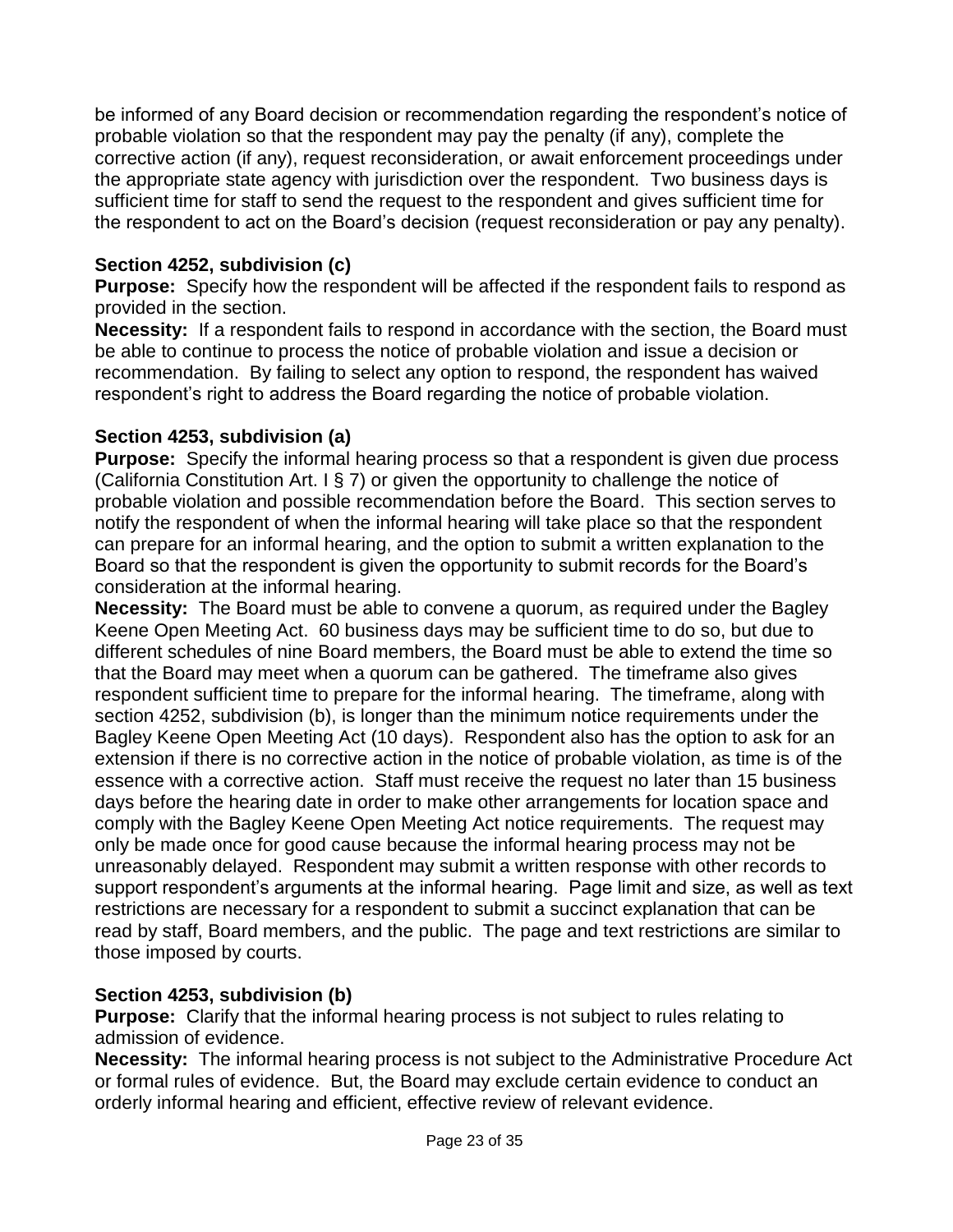be informed of any Board decision or recommendation regarding the respondent's notice of probable violation so that the respondent may pay the penalty (if any), complete the corrective action (if any), request reconsideration, or await enforcement proceedings under the appropriate state agency with jurisdiction over the respondent. Two business days is sufficient time for staff to send the request to the respondent and gives sufficient time for the respondent to act on the Board's decision (request reconsideration or pay any penalty).

**Section 4252, subdivision (c)**
**Purpose:** Specify how the respondent will be affected if the respondent fails to respond as provided in the section.
**Necessity:** If a respondent fails to respond in accordance with the section, the Board must be able to continue to process the notice of probable violation and issue a decision or recommendation. By failing to select any option to respond, the respondent has waived respondent's right to address the Board regarding the notice of probable violation.

**Section 4253, subdivision (a)**
**Purpose:** Specify the informal hearing process so that a respondent is given due process (California Constitution Art. I § 7) or given the opportunity to challenge the notice of probable violation and possible recommendation before the Board. This section serves to notify the respondent of when the informal hearing will take place so that the respondent can prepare for an informal hearing, and the option to submit a written explanation to the Board so that the respondent is given the opportunity to submit records for the Board's consideration at the informal hearing.
**Necessity:** The Board must be able to convene a quorum, as required under the Bagley Keene Open Meeting Act. 60 business days may be sufficient time to do so, but due to different schedules of nine Board members, the Board must be able to extend the time so that the Board may meet when a quorum can be gathered. The timeframe also gives respondent sufficient time to prepare for the informal hearing. The timeframe, along with section 4252, subdivision (b), is longer than the minimum notice requirements under the Bagley Keene Open Meeting Act (10 days). Respondent also has the option to ask for an extension if there is no corrective action in the notice of probable violation, as time is of the essence with a corrective action. Staff must receive the request no later than 15 business days before the hearing date in order to make other arrangements for location space and comply with the Bagley Keene Open Meeting Act notice requirements. The request may only be made once for good cause because the informal hearing process may not be unreasonably delayed. Respondent may submit a written response with other records to support respondent's arguments at the informal hearing. Page limit and size, as well as text restrictions are necessary for a respondent to submit a succinct explanation that can be read by staff, Board members, and the public. The page and text restrictions are similar to those imposed by courts.

**Section 4253, subdivision (b)**
**Purpose:** Clarify that the informal hearing process is not subject to rules relating to admission of evidence.
**Necessity:** The informal hearing process is not subject to the Administrative Procedure Act or formal rules of evidence. But, the Board may exclude certain evidence to conduct an orderly informal hearing and efficient, effective review of relevant evidence.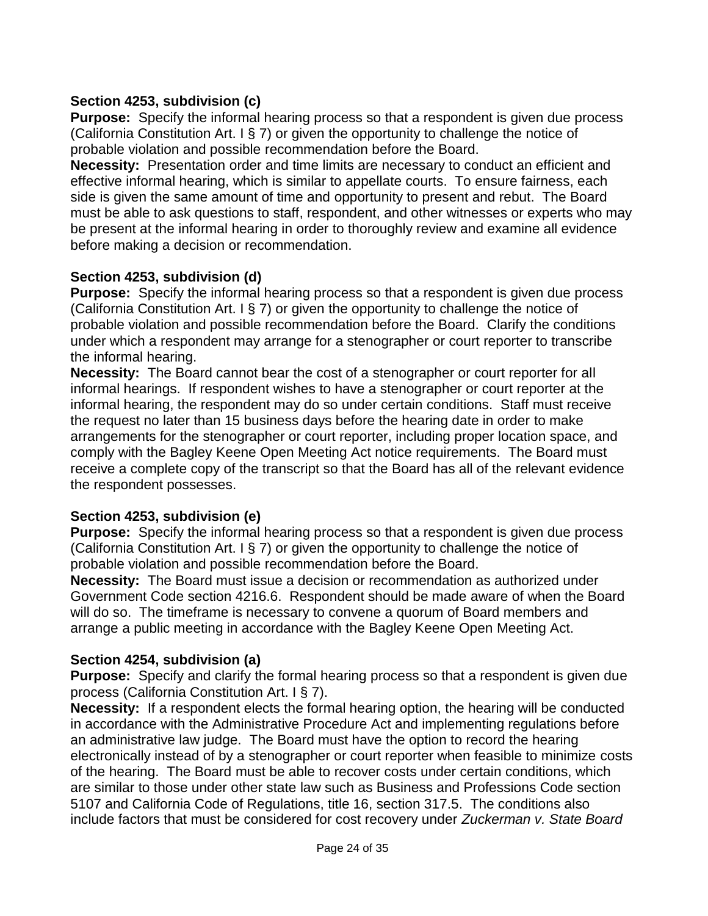**Section 4253, subdivision (c)**

**Purpose:** Specify the informal hearing process so that a respondent is given due process (California Constitution Art. I § 7) or given the opportunity to challenge the notice of probable violation and possible recommendation before the Board.

**Necessity:** Presentation order and time limits are necessary to conduct an efficient and effective informal hearing, which is similar to appellate courts. To ensure fairness, each side is given the same amount of time and opportunity to present and rebut. The Board must be able to ask questions to staff, respondent, and other witnesses or experts who may be present at the informal hearing in order to thoroughly review and examine all evidence before making a decision or recommendation.

**Section 4253, subdivision (d)**

**Purpose:** Specify the informal hearing process so that a respondent is given due process (California Constitution Art. I § 7) or given the opportunity to challenge the notice of probable violation and possible recommendation before the Board. Clarify the conditions under which a respondent may arrange for a stenographer or court reporter to transcribe the informal hearing.

**Necessity:** The Board cannot bear the cost of a stenographer or court reporter for all informal hearings. If respondent wishes to have a stenographer or court reporter at the informal hearing, the respondent may do so under certain conditions. Staff must receive the request no later than 15 business days before the hearing date in order to make arrangements for the stenographer or court reporter, including proper location space, and comply with the Bagley Keene Open Meeting Act notice requirements. The Board must receive a complete copy of the transcript so that the Board has all of the relevant evidence the respondent possesses.

**Section 4253, subdivision (e)**

**Purpose:** Specify the informal hearing process so that a respondent is given due process (California Constitution Art. I § 7) or given the opportunity to challenge the notice of probable violation and possible recommendation before the Board.

**Necessity:** The Board must issue a decision or recommendation as authorized under Government Code section 4216.6. Respondent should be made aware of when the Board will do so. The timeframe is necessary to convene a quorum of Board members and arrange a public meeting in accordance with the Bagley Keene Open Meeting Act.

**Section 4254, subdivision (a)**

**Purpose:** Specify and clarify the formal hearing process so that a respondent is given due process (California Constitution Art. I § 7).

**Necessity:** If a respondent elects the formal hearing option, the hearing will be conducted in accordance with the Administrative Procedure Act and implementing regulations before an administrative law judge. The Board must have the option to record the hearing electronically instead of by a stenographer or court reporter when feasible to minimize costs of the hearing. The Board must be able to recover costs under certain conditions, which are similar to those under other state law such as Business and Professions Code section 5107 and California Code of Regulations, title 16, section 317.5. The conditions also include factors that must be considered for cost recovery under *Zuckerman v. State Board*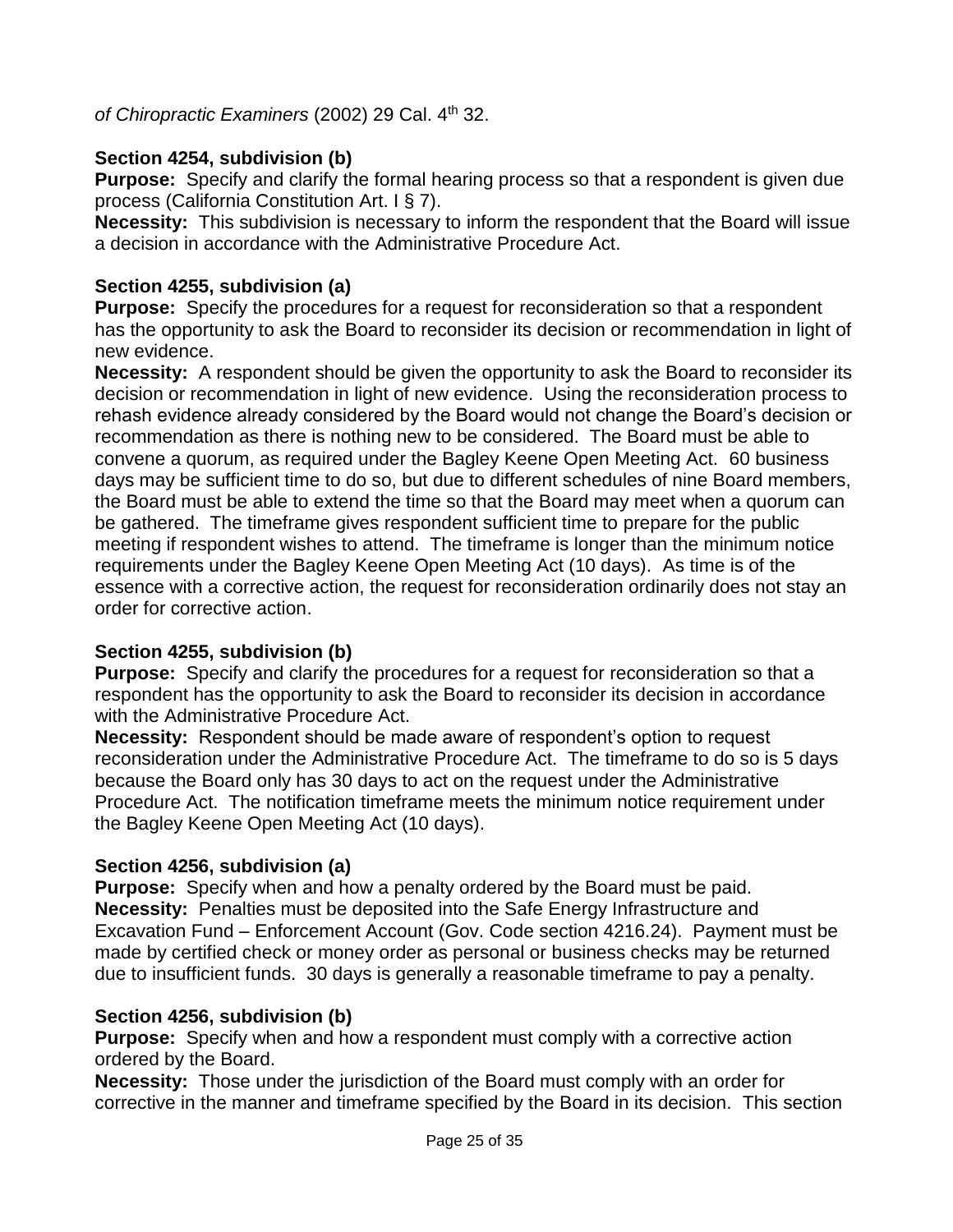*of Chiropractic Examiners* (2002) 29 Cal. 4th 32.

**Section 4254, subdivision (b)**

**Purpose:** Specify and clarify the formal hearing process so that a respondent is given due process (California Constitution Art. I § 7).

**Necessity:** This subdivision is necessary to inform the respondent that the Board will issue a decision in accordance with the Administrative Procedure Act.

**Section 4255, subdivision (a)**

**Purpose:** Specify the procedures for a request for reconsideration so that a respondent has the opportunity to ask the Board to reconsider its decision or recommendation in light of new evidence.

**Necessity:** A respondent should be given the opportunity to ask the Board to reconsider its decision or recommendation in light of new evidence. Using the reconsideration process to rehash evidence already considered by the Board would not change the Board's decision or recommendation as there is nothing new to be considered. The Board must be able to convene a quorum, as required under the Bagley Keene Open Meeting Act. 60 business days may be sufficient time to do so, but due to different schedules of nine Board members, the Board must be able to extend the time so that the Board may meet when a quorum can be gathered. The timeframe gives respondent sufficient time to prepare for the public meeting if respondent wishes to attend. The timeframe is longer than the minimum notice requirements under the Bagley Keene Open Meeting Act (10 days). As time is of the essence with a corrective action, the request for reconsideration ordinarily does not stay an order for corrective action.

**Section 4255, subdivision (b)**

**Purpose:** Specify and clarify the procedures for a request for reconsideration so that a respondent has the opportunity to ask the Board to reconsider its decision in accordance with the Administrative Procedure Act.

**Necessity:** Respondent should be made aware of respondent's option to request reconsideration under the Administrative Procedure Act. The timeframe to do so is 5 days because the Board only has 30 days to act on the request under the Administrative Procedure Act. The notification timeframe meets the minimum notice requirement under the Bagley Keene Open Meeting Act (10 days).

**Section 4256, subdivision (a)**

**Purpose:** Specify when and how a penalty ordered by the Board must be paid.

**Necessity:** Penalties must be deposited into the Safe Energy Infrastructure and Excavation Fund – Enforcement Account (Gov. Code section 4216.24). Payment must be made by certified check or money order as personal or business checks may be returned due to insufficient funds. 30 days is generally a reasonable timeframe to pay a penalty.

**Section 4256, subdivision (b)**

**Purpose:** Specify when and how a respondent must comply with a corrective action ordered by the Board.

**Necessity:** Those under the jurisdiction of the Board must comply with an order for corrective in the manner and timeframe specified by the Board in its decision. This section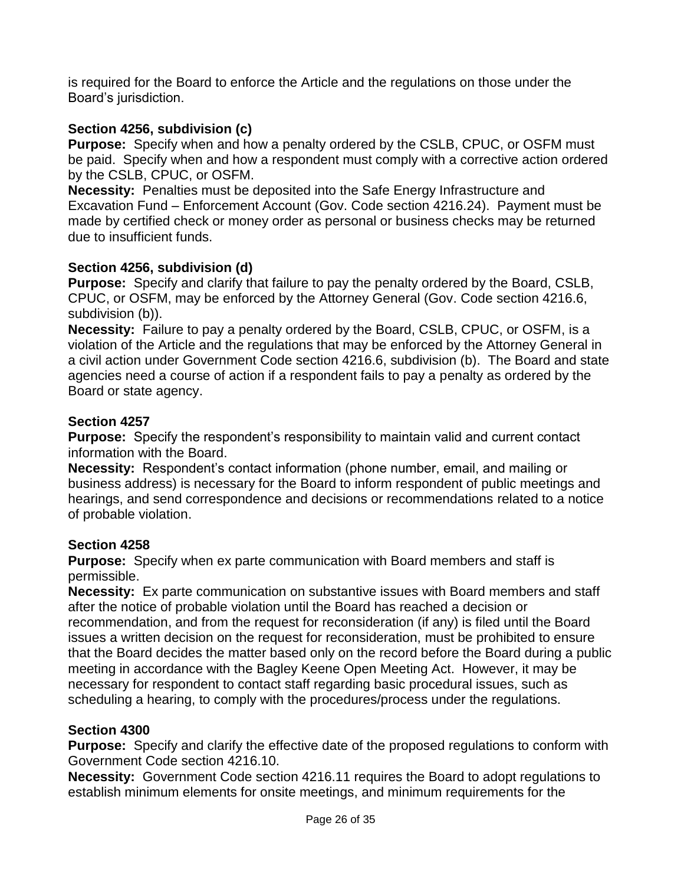is required for the Board to enforce the Article and the regulations on those under the Board's jurisdiction.

**Section 4256, subdivision (c)**
**Purpose:** Specify when and how a penalty ordered by the CSLB, CPUC, or OSFM must be paid. Specify when and how a respondent must comply with a corrective action ordered by the CSLB, CPUC, or OSFM.
**Necessity:** Penalties must be deposited into the Safe Energy Infrastructure and Excavation Fund – Enforcement Account (Gov. Code section 4216.24). Payment must be made by certified check or money order as personal or business checks may be returned due to insufficient funds.

**Section 4256, subdivision (d)**
**Purpose:** Specify and clarify that failure to pay the penalty ordered by the Board, CSLB, CPUC, or OSFM, may be enforced by the Attorney General (Gov. Code section 4216.6, subdivision (b)).
**Necessity:** Failure to pay a penalty ordered by the Board, CSLB, CPUC, or OSFM, is a violation of the Article and the regulations that may be enforced by the Attorney General in a civil action under Government Code section 4216.6, subdivision (b). The Board and state agencies need a course of action if a respondent fails to pay a penalty as ordered by the Board or state agency.

**Section 4257**
**Purpose:** Specify the respondent's responsibility to maintain valid and current contact information with the Board.
**Necessity:** Respondent's contact information (phone number, email, and mailing or business address) is necessary for the Board to inform respondent of public meetings and hearings, and send correspondence and decisions or recommendations related to a notice of probable violation.

**Section 4258**
**Purpose:** Specify when ex parte communication with Board members and staff is permissible.
**Necessity:** Ex parte communication on substantive issues with Board members and staff after the notice of probable violation until the Board has reached a decision or recommendation, and from the request for reconsideration (if any) is filed until the Board issues a written decision on the request for reconsideration, must be prohibited to ensure that the Board decides the matter based only on the record before the Board during a public meeting in accordance with the Bagley Keene Open Meeting Act. However, it may be necessary for respondent to contact staff regarding basic procedural issues, such as scheduling a hearing, to comply with the procedures/process under the regulations.

**Section 4300**
**Purpose:** Specify and clarify the effective date of the proposed regulations to conform with Government Code section 4216.10.
**Necessity:** Government Code section 4216.11 requires the Board to adopt regulations to establish minimum elements for onsite meetings, and minimum requirements for the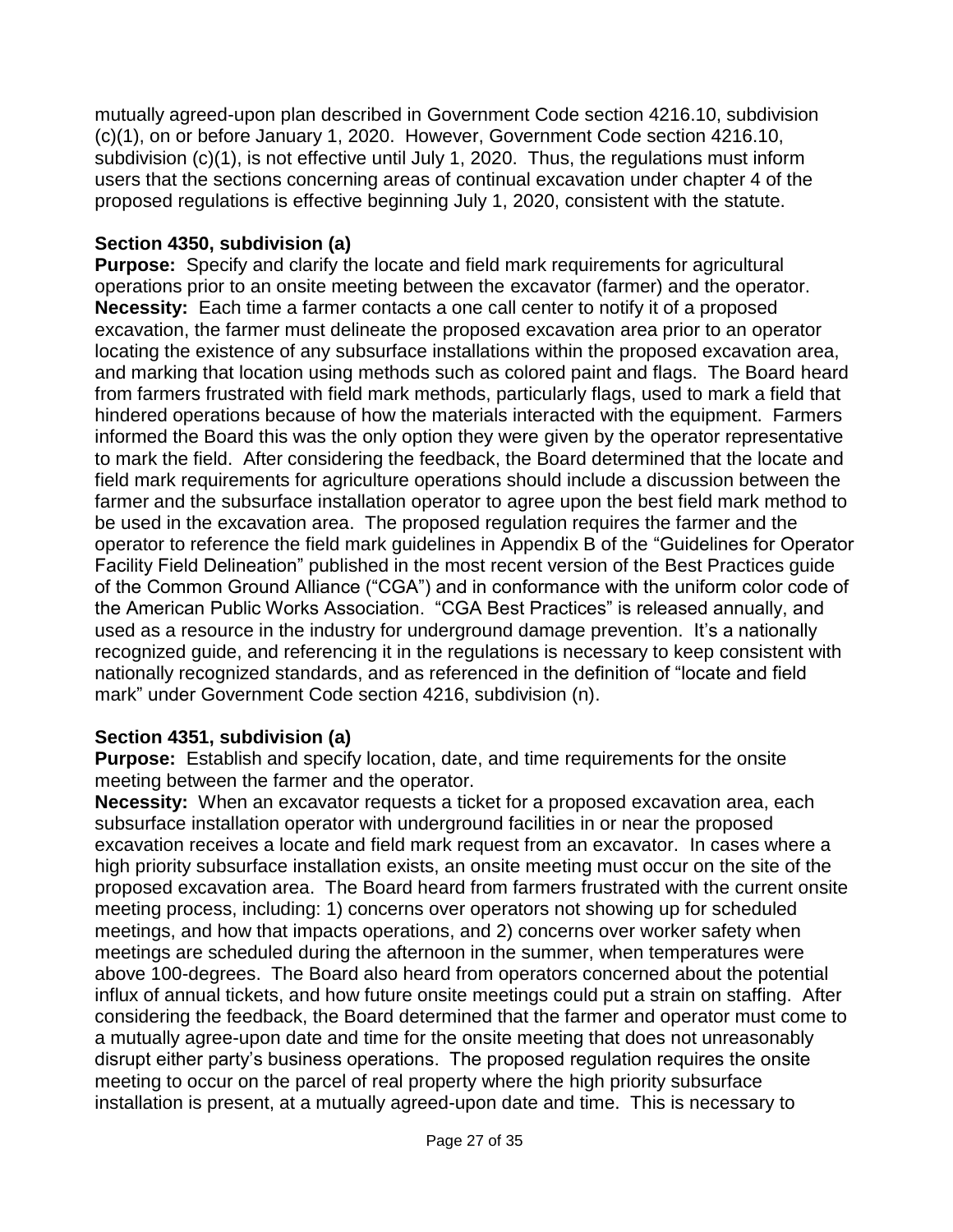mutually agreed-upon plan described in Government Code section 4216.10, subdivision (c)(1), on or before January 1, 2020. However, Government Code section 4216.10, subdivision (c)(1), is not effective until July 1, 2020. Thus, the regulations must inform users that the sections concerning areas of continual excavation under chapter 4 of the proposed regulations is effective beginning July 1, 2020, consistent with the statute.

**Section 4350, subdivision (a)**

**Purpose:** Specify and clarify the locate and field mark requirements for agricultural operations prior to an onsite meeting between the excavator (farmer) and the operator.

**Necessity:** Each time a farmer contacts a one call center to notify it of a proposed excavation, the farmer must delineate the proposed excavation area prior to an operator locating the existence of any subsurface installations within the proposed excavation area, and marking that location using methods such as colored paint and flags. The Board heard from farmers frustrated with field mark methods, particularly flags, used to mark a field that hindered operations because of how the materials interacted with the equipment. Farmers informed the Board this was the only option they were given by the operator representative to mark the field. After considering the feedback, the Board determined that the locate and field mark requirements for agriculture operations should include a discussion between the farmer and the subsurface installation operator to agree upon the best field mark method to be used in the excavation area. The proposed regulation requires the farmer and the operator to reference the field mark guidelines in Appendix B of the "Guidelines for Operator Facility Field Delineation" published in the most recent version of the Best Practices guide of the Common Ground Alliance ("CGA") and in conformance with the uniform color code of the American Public Works Association. "CGA Best Practices" is released annually, and used as a resource in the industry for underground damage prevention. It's a nationally recognized guide, and referencing it in the regulations is necessary to keep consistent with nationally recognized standards, and as referenced in the definition of "locate and field mark" under Government Code section 4216, subdivision (n).

**Section 4351, subdivision (a)**

**Purpose:** Establish and specify location, date, and time requirements for the onsite meeting between the farmer and the operator.

**Necessity:** When an excavator requests a ticket for a proposed excavation area, each subsurface installation operator with underground facilities in or near the proposed excavation receives a locate and field mark request from an excavator. In cases where a high priority subsurface installation exists, an onsite meeting must occur on the site of the proposed excavation area. The Board heard from farmers frustrated with the current onsite meeting process, including: 1) concerns over operators not showing up for scheduled meetings, and how that impacts operations, and 2) concerns over worker safety when meetings are scheduled during the afternoon in the summer, when temperatures were above 100-degrees. The Board also heard from operators concerned about the potential influx of annual tickets, and how future onsite meetings could put a strain on staffing. After considering the feedback, the Board determined that the farmer and operator must come to a mutually agree-upon date and time for the onsite meeting that does not unreasonably disrupt either party's business operations. The proposed regulation requires the onsite meeting to occur on the parcel of real property where the high priority subsurface installation is present, at a mutually agreed-upon date and time. This is necessary to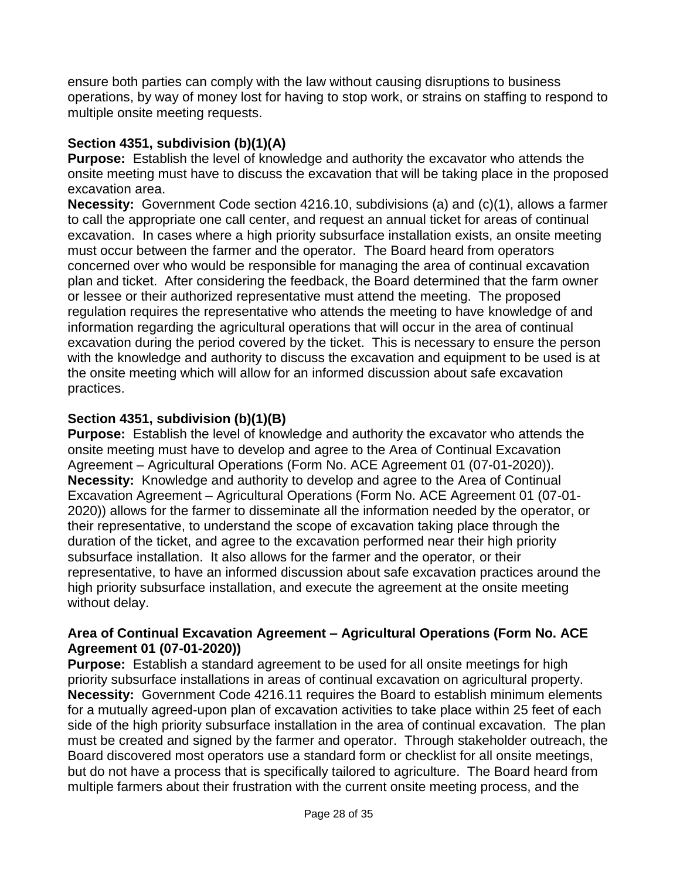ensure both parties can comply with the law without causing disruptions to business operations, by way of money lost for having to stop work, or strains on staffing to respond to multiple onsite meeting requests.

### Section 4351, subdivision (b)(1)(A)

**Purpose:** Establish the level of knowledge and authority the excavator who attends the onsite meeting must have to discuss the excavation that will be taking place in the proposed excavation area.

**Necessity:** Government Code section 4216.10, subdivisions (a) and (c)(1), allows a farmer to call the appropriate one call center, and request an annual ticket for areas of continual excavation. In cases where a high priority subsurface installation exists, an onsite meeting must occur between the farmer and the operator. The Board heard from operators concerned over who would be responsible for managing the area of continual excavation plan and ticket. After considering the feedback, the Board determined that the farm owner or lessee or their authorized representative must attend the meeting. The proposed regulation requires the representative who attends the meeting to have knowledge of and information regarding the agricultural operations that will occur in the area of continual excavation during the period covered by the ticket. This is necessary to ensure the person with the knowledge and authority to discuss the excavation and equipment to be used is at the onsite meeting which will allow for an informed discussion about safe excavation practices.

### Section 4351, subdivision (b)(1)(B)

**Purpose:** Establish the level of knowledge and authority the excavator who attends the onsite meeting must have to develop and agree to the Area of Continual Excavation Agreement – Agricultural Operations (Form No. ACE Agreement 01 (07-01-2020)).

**Necessity:** Knowledge and authority to develop and agree to the Area of Continual Excavation Agreement – Agricultural Operations (Form No. ACE Agreement 01 (07-01-2020)) allows for the farmer to disseminate all the information needed by the operator, or their representative, to understand the scope of excavation taking place through the duration of the ticket, and agree to the excavation performed near their high priority subsurface installation. It also allows for the farmer and the operator, or their representative, to have an informed discussion about safe excavation practices around the high priority subsurface installation, and execute the agreement at the onsite meeting without delay.

### Area of Continual Excavation Agreement – Agricultural Operations (Form No. ACE Agreement 01 (07-01-2020))

**Purpose:** Establish a standard agreement to be used for all onsite meetings for high priority subsurface installations in areas of continual excavation on agricultural property.

**Necessity:** Government Code 4216.11 requires the Board to establish minimum elements for a mutually agreed-upon plan of excavation activities to take place within 25 feet of each side of the high priority subsurface installation in the area of continual excavation. The plan must be created and signed by the farmer and operator. Through stakeholder outreach, the Board discovered most operators use a standard form or checklist for all onsite meetings, but do not have a process that is specifically tailored to agriculture. The Board heard from multiple farmers about their frustration with the current onsite meeting process, and the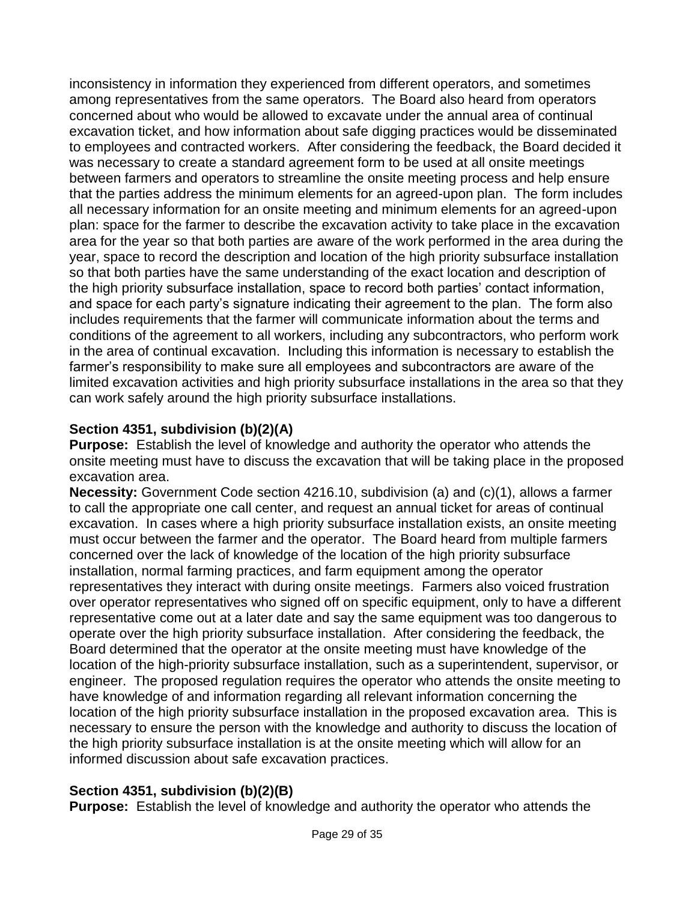inconsistency in information they experienced from different operators, and sometimes among representatives from the same operators. The Board also heard from operators concerned about who would be allowed to excavate under the annual area of continual excavation ticket, and how information about safe digging practices would be disseminated to employees and contracted workers. After considering the feedback, the Board decided it was necessary to create a standard agreement form to be used at all onsite meetings between farmers and operators to streamline the onsite meeting process and help ensure that the parties address the minimum elements for an agreed-upon plan. The form includes all necessary information for an onsite meeting and minimum elements for an agreed-upon plan: space for the farmer to describe the excavation activity to take place in the excavation area for the year so that both parties are aware of the work performed in the area during the year, space to record the description and location of the high priority subsurface installation so that both parties have the same understanding of the exact location and description of the high priority subsurface installation, space to record both parties' contact information, and space for each party's signature indicating their agreement to the plan. The form also includes requirements that the farmer will communicate information about the terms and conditions of the agreement to all workers, including any subcontractors, who perform work in the area of continual excavation. Including this information is necessary to establish the farmer's responsibility to make sure all employees and subcontractors are aware of the limited excavation activities and high priority subsurface installations in the area so that they can work safely around the high priority subsurface installations.

### Section 4351, subdivision (b)(2)(A)

**Purpose:** Establish the level of knowledge and authority the operator who attends the onsite meeting must have to discuss the excavation that will be taking place in the proposed excavation area.

**Necessity:** Government Code section 4216.10, subdivision (a) and (c)(1), allows a farmer to call the appropriate one call center, and request an annual ticket for areas of continual excavation. In cases where a high priority subsurface installation exists, an onsite meeting must occur between the farmer and the operator. The Board heard from multiple farmers concerned over the lack of knowledge of the location of the high priority subsurface installation, normal farming practices, and farm equipment among the operator representatives they interact with during onsite meetings. Farmers also voiced frustration over operator representatives who signed off on specific equipment, only to have a different representative come out at a later date and say the same equipment was too dangerous to operate over the high priority subsurface installation. After considering the feedback, the Board determined that the operator at the onsite meeting must have knowledge of the location of the high-priority subsurface installation, such as a superintendent, supervisor, or engineer. The proposed regulation requires the operator who attends the onsite meeting to have knowledge of and information regarding all relevant information concerning the location of the high priority subsurface installation in the proposed excavation area. This is necessary to ensure the person with the knowledge and authority to discuss the location of the high priority subsurface installation is at the onsite meeting which will allow for an informed discussion about safe excavation practices.

### Section 4351, subdivision (b)(2)(B)

**Purpose:** Establish the level of knowledge and authority the operator who attends the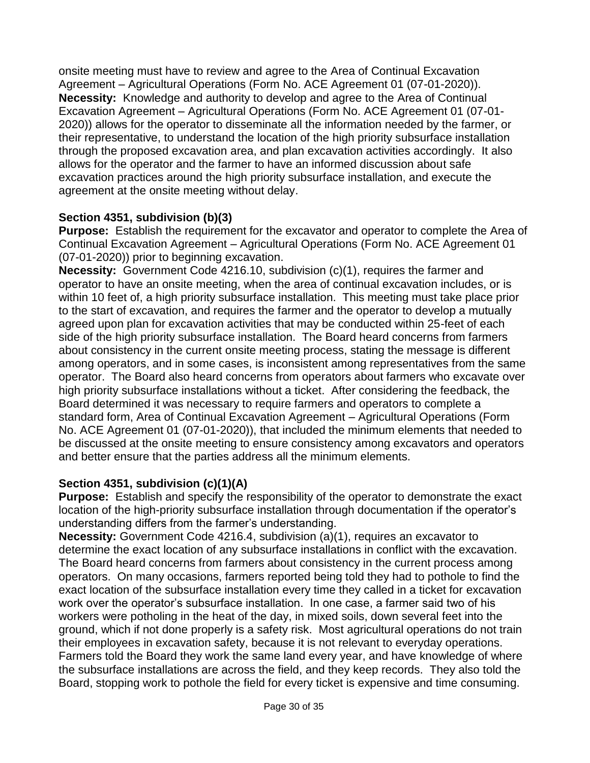onsite meeting must have to review and agree to the Area of Continual Excavation Agreement – Agricultural Operations (Form No. ACE Agreement 01 (07-01-2020)).
**Necessity:** Knowledge and authority to develop and agree to the Area of Continual Excavation Agreement – Agricultural Operations (Form No. ACE Agreement 01 (07-01-2020)) allows for the operator to disseminate all the information needed by the farmer, or their representative, to understand the location of the high priority subsurface installation through the proposed excavation area, and plan excavation activities accordingly. It also allows for the operator and the farmer to have an informed discussion about safe excavation practices around the high priority subsurface installation, and execute the agreement at the onsite meeting without delay.

**Section 4351, subdivision (b)(3)**
**Purpose:** Establish the requirement for the excavator and operator to complete the Area of Continual Excavation Agreement – Agricultural Operations (Form No. ACE Agreement 01 (07-01-2020)) prior to beginning excavation.
**Necessity:** Government Code 4216.10, subdivision (c)(1), requires the farmer and operator to have an onsite meeting, when the area of continual excavation includes, or is within 10 feet of, a high priority subsurface installation. This meeting must take place prior to the start of excavation, and requires the farmer and the operator to develop a mutually agreed upon plan for excavation activities that may be conducted within 25-feet of each side of the high priority subsurface installation. The Board heard concerns from farmers about consistency in the current onsite meeting process, stating the message is different among operators, and in some cases, is inconsistent among representatives from the same operator. The Board also heard concerns from operators about farmers who excavate over high priority subsurface installations without a ticket. After considering the feedback, the Board determined it was necessary to require farmers and operators to complete a standard form, Area of Continual Excavation Agreement – Agricultural Operations (Form No. ACE Agreement 01 (07-01-2020)), that included the minimum elements that needed to be discussed at the onsite meeting to ensure consistency among excavators and operators and better ensure that the parties address all the minimum elements.

**Section 4351, subdivision (c)(1)(A)**
**Purpose:** Establish and specify the responsibility of the operator to demonstrate the exact location of the high-priority subsurface installation through documentation if the operator's understanding differs from the farmer's understanding.
**Necessity:** Government Code 4216.4, subdivision (a)(1), requires an excavator to determine the exact location of any subsurface installations in conflict with the excavation. The Board heard concerns from farmers about consistency in the current process among operators. On many occasions, farmers reported being told they had to pothole to find the exact location of the subsurface installation every time they called in a ticket for excavation work over the operator's subsurface installation. In one case, a farmer said two of his workers were potholing in the heat of the day, in mixed soils, down several feet into the ground, which if not done properly is a safety risk. Most agricultural operations do not train their employees in excavation safety, because it is not relevant to everyday operations. Farmers told the Board they work the same land every year, and have knowledge of where the subsurface installations are across the field, and they keep records. They also told the Board, stopping work to pothole the field for every ticket is expensive and time consuming.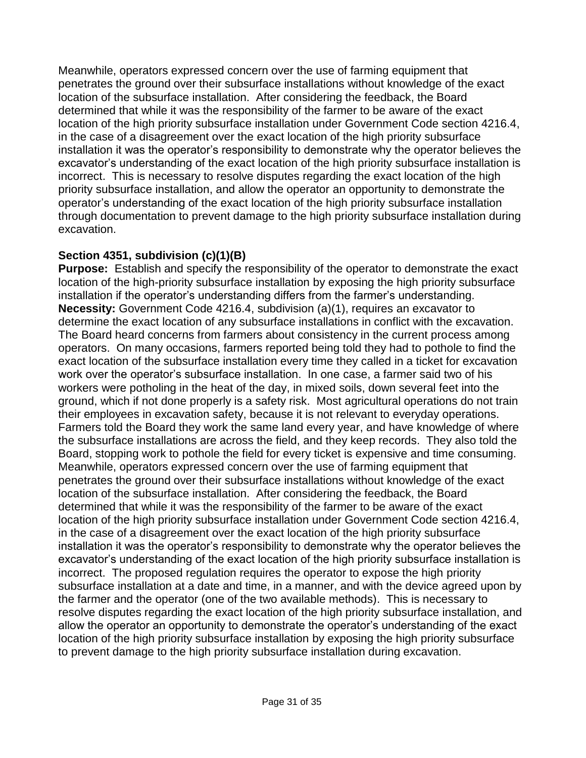Meanwhile, operators expressed concern over the use of farming equipment that penetrates the ground over their subsurface installations without knowledge of the exact location of the subsurface installation. After considering the feedback, the Board determined that while it was the responsibility of the farmer to be aware of the exact location of the high priority subsurface installation under Government Code section 4216.4, in the case of a disagreement over the exact location of the high priority subsurface installation it was the operator's responsibility to demonstrate why the operator believes the excavator's understanding of the exact location of the high priority subsurface installation is incorrect. This is necessary to resolve disputes regarding the exact location of the high priority subsurface installation, and allow the operator an opportunity to demonstrate the operator's understanding of the exact location of the high priority subsurface installation through documentation to prevent damage to the high priority subsurface installation during excavation.

### Section 4351, subdivision (c)(1)(B)

**Purpose:** Establish and specify the responsibility of the operator to demonstrate the exact location of the high-priority subsurface installation by exposing the high priority subsurface installation if the operator's understanding differs from the farmer's understanding.
**Necessity:** Government Code 4216.4, subdivision (a)(1), requires an excavator to determine the exact location of any subsurface installations in conflict with the excavation. The Board heard concerns from farmers about consistency in the current process among operators. On many occasions, farmers reported being told they had to pothole to find the exact location of the subsurface installation every time they called in a ticket for excavation work over the operator's subsurface installation. In one case, a farmer said two of his workers were potholing in the heat of the day, in mixed soils, down several feet into the ground, which if not done properly is a safety risk. Most agricultural operations do not train their employees in excavation safety, because it is not relevant to everyday operations. Farmers told the Board they work the same land every year, and have knowledge of where the subsurface installations are across the field, and they keep records. They also told the Board, stopping work to pothole the field for every ticket is expensive and time consuming. Meanwhile, operators expressed concern over the use of farming equipment that penetrates the ground over their subsurface installations without knowledge of the exact location of the subsurface installation. After considering the feedback, the Board determined that while it was the responsibility of the farmer to be aware of the exact location of the high priority subsurface installation under Government Code section 4216.4, in the case of a disagreement over the exact location of the high priority subsurface installation it was the operator's responsibility to demonstrate why the operator believes the excavator's understanding of the exact location of the high priority subsurface installation is incorrect. The proposed regulation requires the operator to expose the high priority subsurface installation at a date and time, in a manner, and with the device agreed upon by the farmer and the operator (one of the two available methods). This is necessary to resolve disputes regarding the exact location of the high priority subsurface installation, and allow the operator an opportunity to demonstrate the operator's understanding of the exact location of the high priority subsurface installation by exposing the high priority subsurface to prevent damage to the high priority subsurface installation during excavation.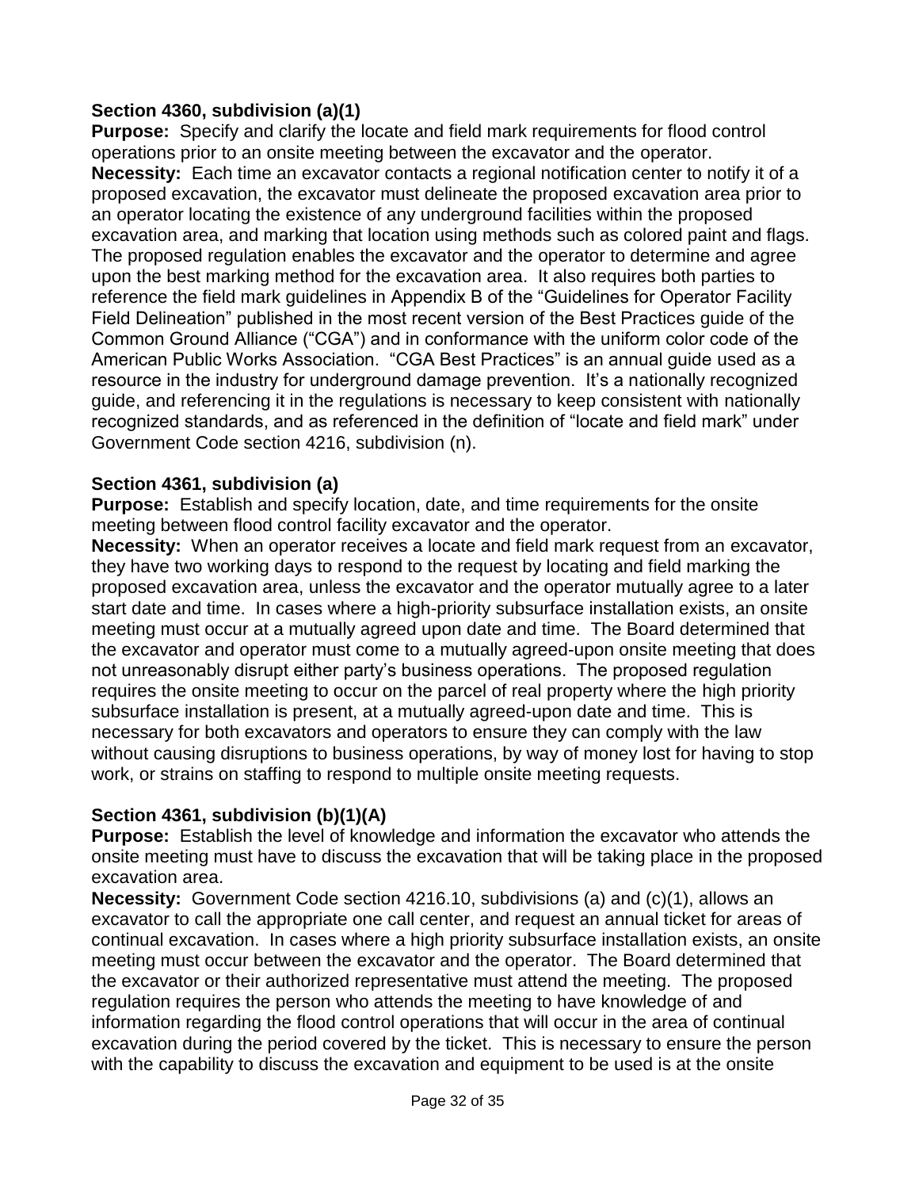**Section 4360, subdivision (a)(1)**

**Purpose:** Specify and clarify the locate and field mark requirements for flood control operations prior to an onsite meeting between the excavator and the operator.

**Necessity:** Each time an excavator contacts a regional notification center to notify it of a proposed excavation, the excavator must delineate the proposed excavation area prior to an operator locating the existence of any underground facilities within the proposed excavation area, and marking that location using methods such as colored paint and flags. The proposed regulation enables the excavator and the operator to determine and agree upon the best marking method for the excavation area. It also requires both parties to reference the field mark guidelines in Appendix B of the "Guidelines for Operator Facility Field Delineation" published in the most recent version of the Best Practices guide of the Common Ground Alliance ("CGA") and in conformance with the uniform color code of the American Public Works Association. "CGA Best Practices" is an annual guide used as a resource in the industry for underground damage prevention. It's a nationally recognized guide, and referencing it in the regulations is necessary to keep consistent with nationally recognized standards, and as referenced in the definition of "locate and field mark" under Government Code section 4216, subdivision (n).

**Section 4361, subdivision (a)**

**Purpose:** Establish and specify location, date, and time requirements for the onsite meeting between flood control facility excavator and the operator.

**Necessity:** When an operator receives a locate and field mark request from an excavator, they have two working days to respond to the request by locating and field marking the proposed excavation area, unless the excavator and the operator mutually agree to a later start date and time. In cases where a high-priority subsurface installation exists, an onsite meeting must occur at a mutually agreed upon date and time. The Board determined that the excavator and operator must come to a mutually agreed-upon onsite meeting that does not unreasonably disrupt either party's business operations. The proposed regulation requires the onsite meeting to occur on the parcel of real property where the high priority subsurface installation is present, at a mutually agreed-upon date and time. This is necessary for both excavators and operators to ensure they can comply with the law without causing disruptions to business operations, by way of money lost for having to stop work, or strains on staffing to respond to multiple onsite meeting requests.

**Section 4361, subdivision (b)(1)(A)**

**Purpose:** Establish the level of knowledge and information the excavator who attends the onsite meeting must have to discuss the excavation that will be taking place in the proposed excavation area.

**Necessity:** Government Code section 4216.10, subdivisions (a) and (c)(1), allows an excavator to call the appropriate one call center, and request an annual ticket for areas of continual excavation. In cases where a high priority subsurface installation exists, an onsite meeting must occur between the excavator and the operator. The Board determined that the excavator or their authorized representative must attend the meeting. The proposed regulation requires the person who attends the meeting to have knowledge of and information regarding the flood control operations that will occur in the area of continual excavation during the period covered by the ticket. This is necessary to ensure the person with the capability to discuss the excavation and equipment to be used is at the onsite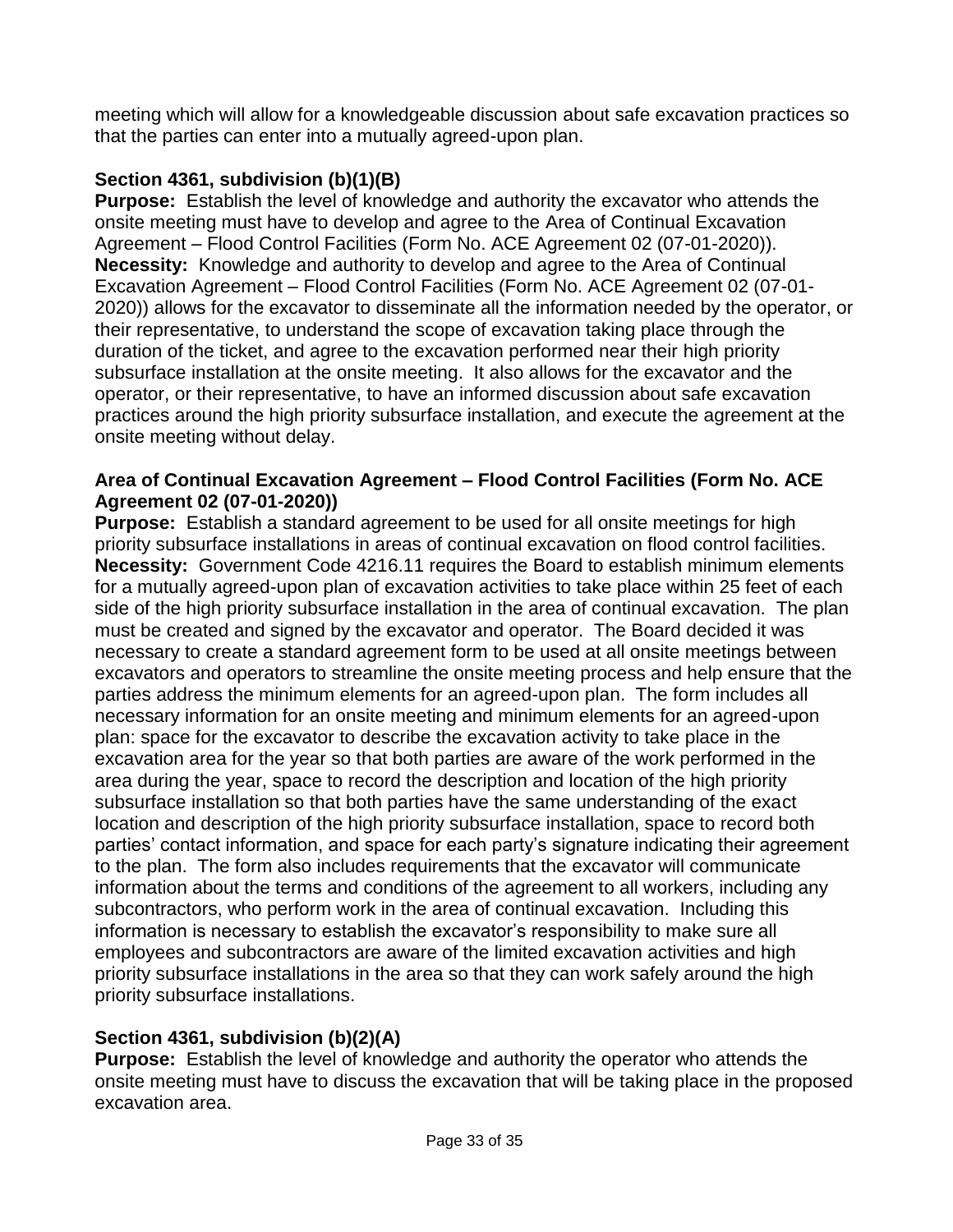meeting which will allow for a knowledgeable discussion about safe excavation practices so that the parties can enter into a mutually agreed-upon plan.

**Section 4361, subdivision (b)(1)(B)**

**Purpose:** Establish the level of knowledge and authority the excavator who attends the onsite meeting must have to develop and agree to the Area of Continual Excavation Agreement – Flood Control Facilities (Form No. ACE Agreement 02 (07-01-2020)).

**Necessity:** Knowledge and authority to develop and agree to the Area of Continual Excavation Agreement – Flood Control Facilities (Form No. ACE Agreement 02 (07-01-2020)) allows for the excavator to disseminate all the information needed by the operator, or their representative, to understand the scope of excavation taking place through the duration of the ticket, and agree to the excavation performed near their high priority subsurface installation at the onsite meeting. It also allows for the excavator and the operator, or their representative, to have an informed discussion about safe excavation practices around the high priority subsurface installation, and execute the agreement at the onsite meeting without delay.

**Area of Continual Excavation Agreement – Flood Control Facilities (Form No. ACE Agreement 02 (07-01-2020))**

**Purpose:** Establish a standard agreement to be used for all onsite meetings for high priority subsurface installations in areas of continual excavation on flood control facilities.

**Necessity:** Government Code 4216.11 requires the Board to establish minimum elements for a mutually agreed-upon plan of excavation activities to take place within 25 feet of each side of the high priority subsurface installation in the area of continual excavation. The plan must be created and signed by the excavator and operator. The Board decided it was necessary to create a standard agreement form to be used at all onsite meetings between excavators and operators to streamline the onsite meeting process and help ensure that the parties address the minimum elements for an agreed-upon plan. The form includes all necessary information for an onsite meeting and minimum elements for an agreed-upon plan: space for the excavator to describe the excavation activity to take place in the excavation area for the year so that both parties are aware of the work performed in the area during the year, space to record the description and location of the high priority subsurface installation so that both parties have the same understanding of the exact location and description of the high priority subsurface installation, space to record both parties' contact information, and space for each party's signature indicating their agreement to the plan. The form also includes requirements that the excavator will communicate information about the terms and conditions of the agreement to all workers, including any subcontractors, who perform work in the area of continual excavation. Including this information is necessary to establish the excavator's responsibility to make sure all employees and subcontractors are aware of the limited excavation activities and high priority subsurface installations in the area so that they can work safely around the high priority subsurface installations.

**Section 4361, subdivision (b)(2)(A)**

**Purpose:** Establish the level of knowledge and authority the operator who attends the onsite meeting must have to discuss the excavation that will be taking place in the proposed excavation area.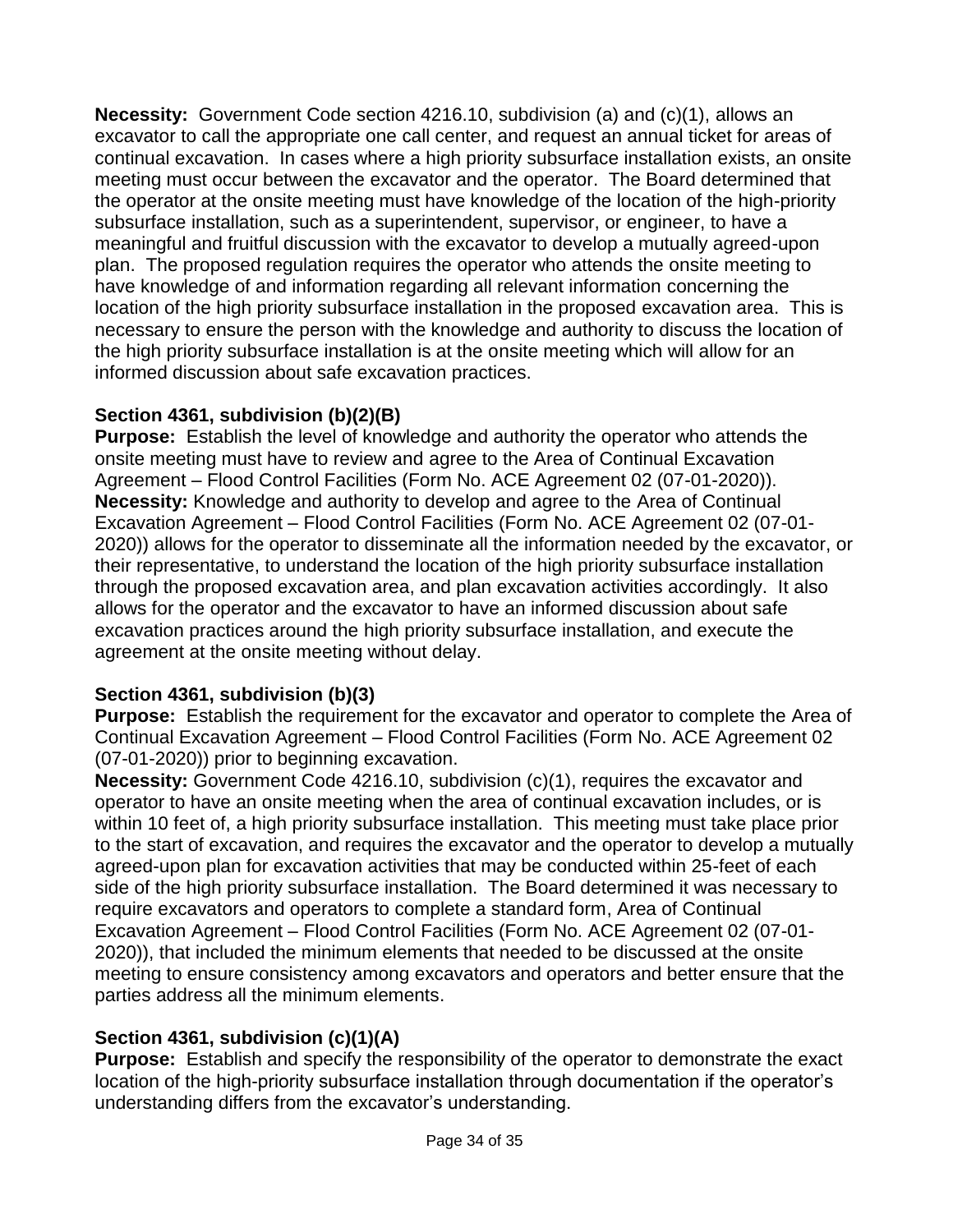**Necessity:** Government Code section 4216.10, subdivision (a) and (c)(1), allows an excavator to call the appropriate one call center, and request an annual ticket for areas of continual excavation. In cases where a high priority subsurface installation exists, an onsite meeting must occur between the excavator and the operator. The Board determined that the operator at the onsite meeting must have knowledge of the location of the high-priority subsurface installation, such as a superintendent, supervisor, or engineer, to have a meaningful and fruitful discussion with the excavator to develop a mutually agreed-upon plan. The proposed regulation requires the operator who attends the onsite meeting to have knowledge of and information regarding all relevant information concerning the location of the high priority subsurface installation in the proposed excavation area. This is necessary to ensure the person with the knowledge and authority to discuss the location of the high priority subsurface installation is at the onsite meeting which will allow for an informed discussion about safe excavation practices.

### Section 4361, subdivision (b)(2)(B)

**Purpose:** Establish the level of knowledge and authority the operator who attends the onsite meeting must have to review and agree to the Area of Continual Excavation Agreement – Flood Control Facilities (Form No. ACE Agreement 02 (07-01-2020)).
**Necessity:** Knowledge and authority to develop and agree to the Area of Continual Excavation Agreement – Flood Control Facilities (Form No. ACE Agreement 02 (07-01-2020)) allows for the operator to disseminate all the information needed by the excavator, or their representative, to understand the location of the high priority subsurface installation through the proposed excavation area, and plan excavation activities accordingly. It also allows for the operator and the excavator to have an informed discussion about safe excavation practices around the high priority subsurface installation, and execute the agreement at the onsite meeting without delay.

### Section 4361, subdivision (b)(3)

**Purpose:** Establish the requirement for the excavator and operator to complete the Area of Continual Excavation Agreement – Flood Control Facilities (Form No. ACE Agreement 02 (07-01-2020)) prior to beginning excavation.
**Necessity:** Government Code 4216.10, subdivision (c)(1), requires the excavator and operator to have an onsite meeting when the area of continual excavation includes, or is within 10 feet of, a high priority subsurface installation. This meeting must take place prior to the start of excavation, and requires the excavator and the operator to develop a mutually agreed-upon plan for excavation activities that may be conducted within 25-feet of each side of the high priority subsurface installation. The Board determined it was necessary to require excavators and operators to complete a standard form, Area of Continual Excavation Agreement – Flood Control Facilities (Form No. ACE Agreement 02 (07-01-2020)), that included the minimum elements that needed to be discussed at the onsite meeting to ensure consistency among excavators and operators and better ensure that the parties address all the minimum elements.

### Section 4361, subdivision (c)(1)(A)

**Purpose:** Establish and specify the responsibility of the operator to demonstrate the exact location of the high-priority subsurface installation through documentation if the operator's understanding differs from the excavator's understanding.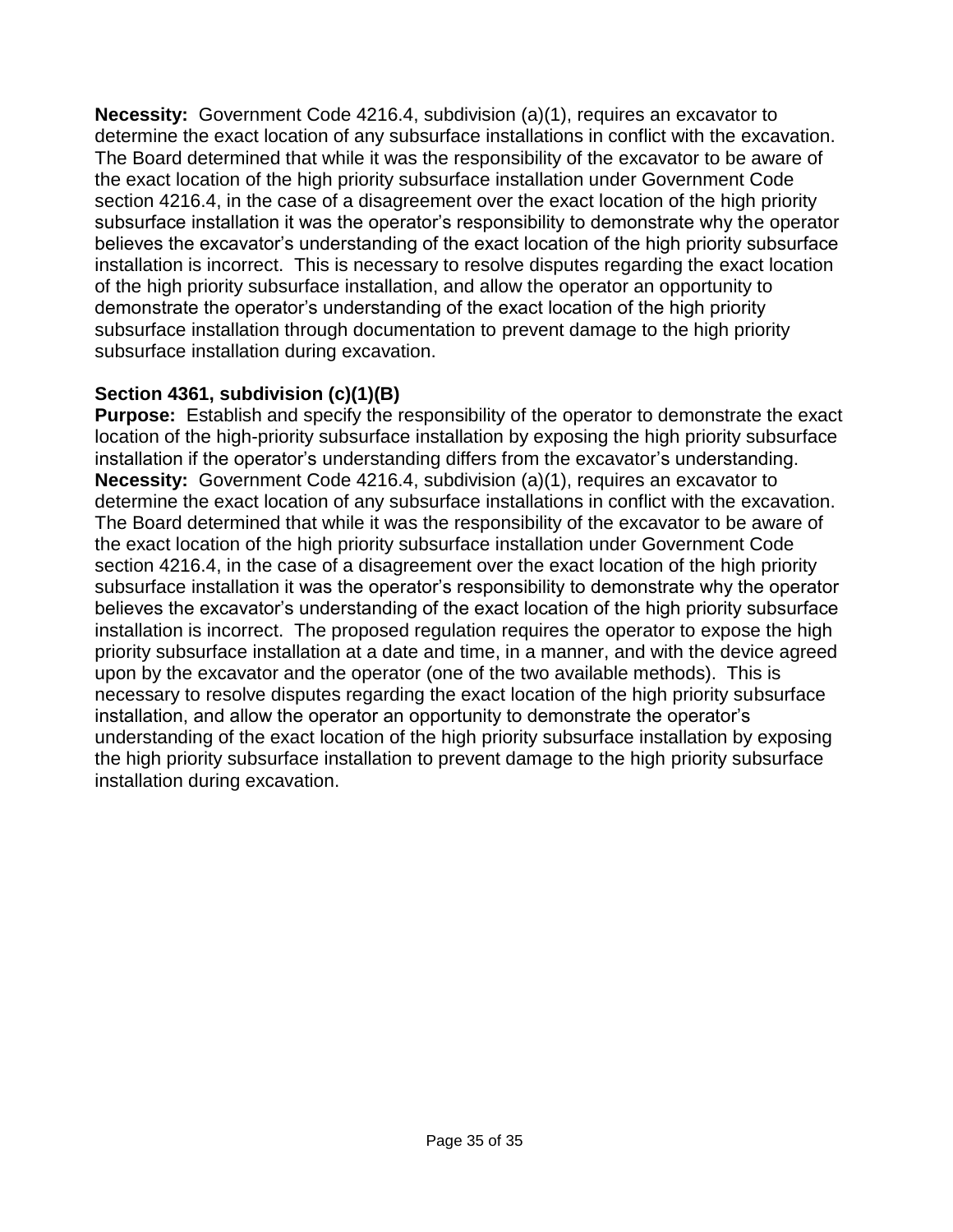**Necessity:** Government Code 4216.4, subdivision (a)(1), requires an excavator to determine the exact location of any subsurface installations in conflict with the excavation. The Board determined that while it was the responsibility of the excavator to be aware of the exact location of the high priority subsurface installation under Government Code section 4216.4, in the case of a disagreement over the exact location of the high priority subsurface installation it was the operator's responsibility to demonstrate why the operator believes the excavator's understanding of the exact location of the high priority subsurface installation is incorrect. This is necessary to resolve disputes regarding the exact location of the high priority subsurface installation, and allow the operator an opportunity to demonstrate the operator's understanding of the exact location of the high priority subsurface installation through documentation to prevent damage to the high priority subsurface installation during excavation.

**Section 4361, subdivision (c)(1)(B)**

**Purpose:** Establish and specify the responsibility of the operator to demonstrate the exact location of the high-priority subsurface installation by exposing the high priority subsurface installation if the operator's understanding differs from the excavator's understanding.

**Necessity:** Government Code 4216.4, subdivision (a)(1), requires an excavator to determine the exact location of any subsurface installations in conflict with the excavation. The Board determined that while it was the responsibility of the excavator to be aware of the exact location of the high priority subsurface installation under Government Code section 4216.4, in the case of a disagreement over the exact location of the high priority subsurface installation it was the operator's responsibility to demonstrate why the operator believes the excavator's understanding of the exact location of the high priority subsurface installation is incorrect. The proposed regulation requires the operator to expose the high priority subsurface installation at a date and time, in a manner, and with the device agreed upon by the excavator and the operator (one of the two available methods). This is necessary to resolve disputes regarding the exact location of the high priority subsurface installation, and allow the operator an opportunity to demonstrate the operator's understanding of the exact location of the high priority subsurface installation by exposing the high priority subsurface installation to prevent damage to the high priority subsurface installation during excavation.